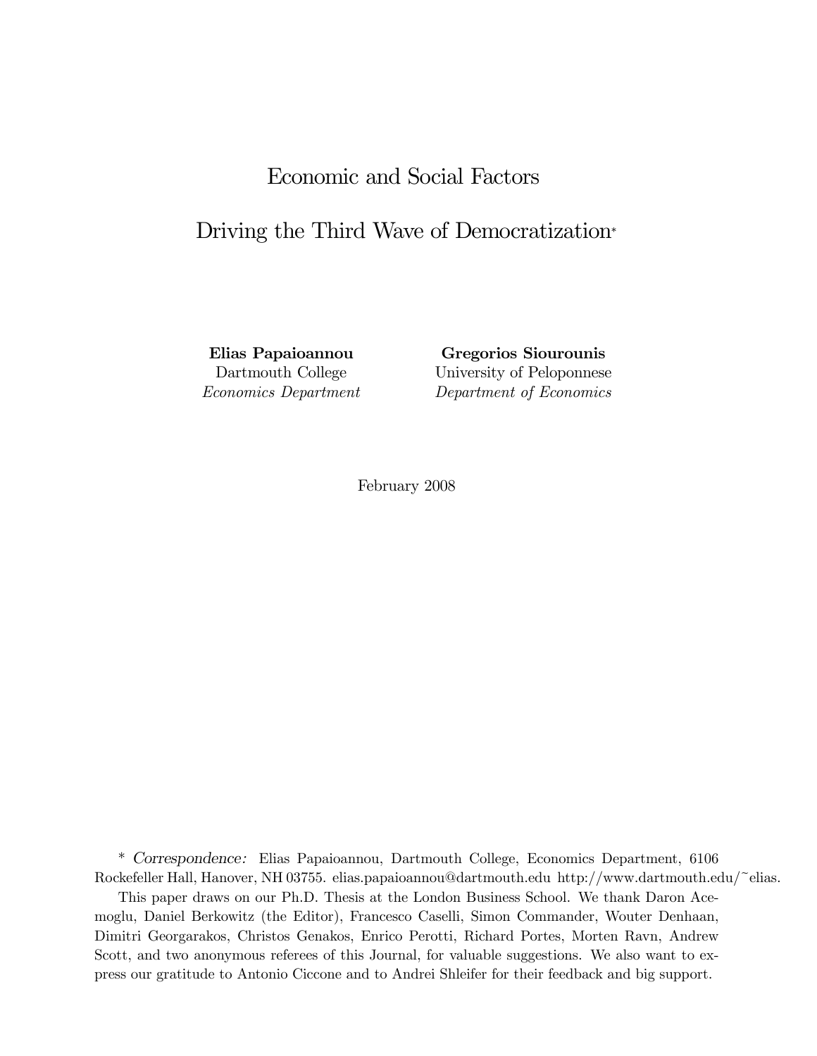# Economic and Social Factors Driving the Third Wave of Democratization*

**Elias Papaioannou**
Dartmouth College
*Economics Department*

**Gregorios Siourounis**
University of Peloponnese
*Department of Economics*

February 2008

\* *Correspondence:* Elias Papaioannou, Dartmouth College, Economics Department, 6106 Rockefeller Hall, Hanover, NH 03755. elias.papaioannou@dartmouth.edu http://www.dartmouth.edu/~elias.

This paper draws on our Ph.D. Thesis at the London Business School. We thank Daron Acemoglu, Daniel Berkowitz (the Editor), Francesco Caselli, Simon Commander, Wouter Denhaan, Dimitri Georgarakos, Christos Genakos, Enrico Perotti, Richard Portes, Morten Ravn, Andrew Scott, and two anonymous referees of this Journal, for valuable suggestions. We also want to express our gratitude to Antonio Ciccone and to Andrei Shleifer for their feedback and big support.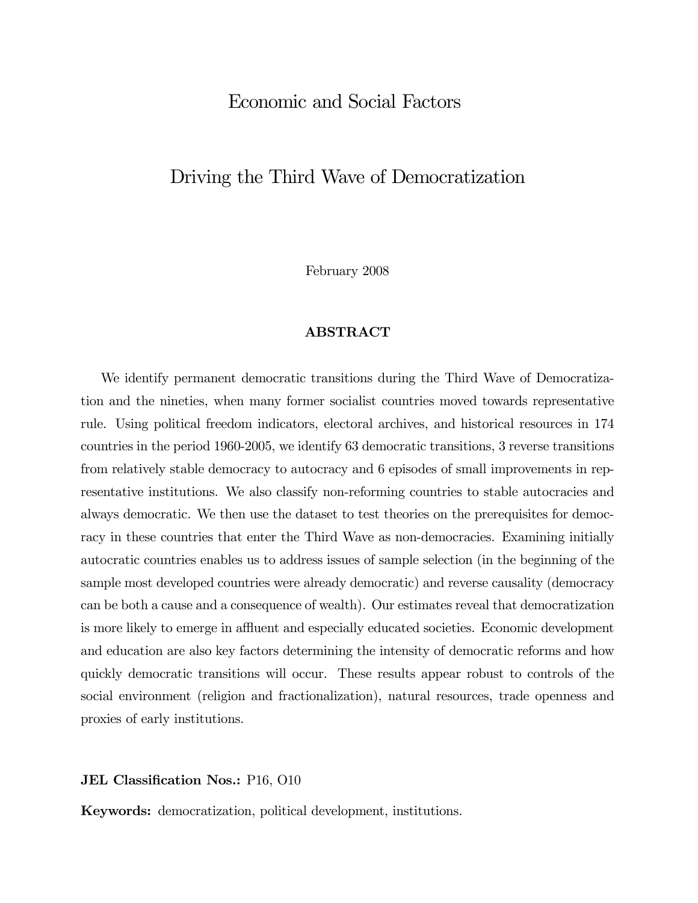# Economic and Social Factors

# Driving the Third Wave of Democratization

February 2008

## ABSTRACT

We identify permanent democratic transitions during the Third Wave of Democratization and the nineties, when many former socialist countries moved towards representative rule. Using political freedom indicators, electoral archives, and historical resources in 174 countries in the period 1960-2005, we identify 63 democratic transitions, 3 reverse transitions from relatively stable democracy to autocracy and 6 episodes of small improvements in representative institutions. We also classify non-reforming countries to stable autocracies and always democratic. We then use the dataset to test theories on the prerequisites for democracy in these countries that enter the Third Wave as non-democracies. Examining initially autocratic countries enables us to address issues of sample selection (in the beginning of the sample most developed countries were already democratic) and reverse causality (democracy can be both a cause and a consequence of wealth). Our estimates reveal that democratization is more likely to emerge in affluent and especially educated societies. Economic development and education are also key factors determining the intensity of democratic reforms and how quickly democratic transitions will occur. These results appear robust to controls of the social environment (religion and fractionalization), natural resources, trade openness and proxies of early institutions.

**JEL Classification Nos.:** P16, O10

**Keywords:** democratization, political development, institutions.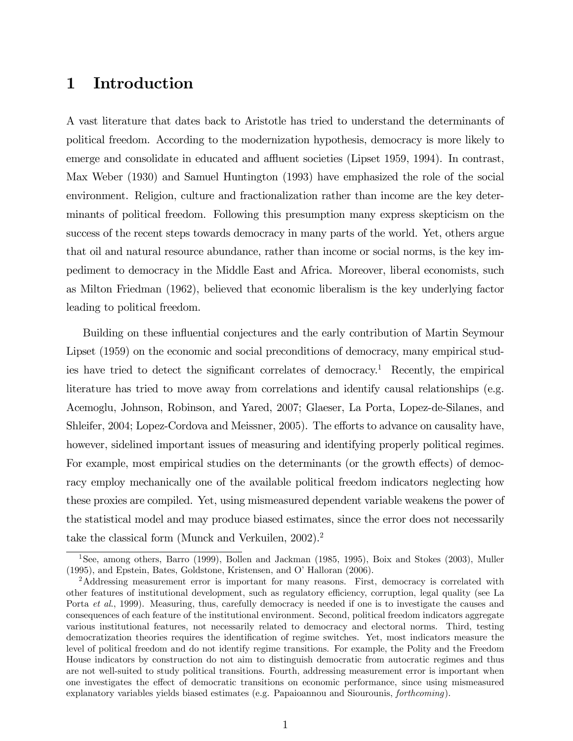# 1 Introduction

A vast literature that dates back to Aristotle has tried to understand the determinants of political freedom. According to the modernization hypothesis, democracy is more likely to emerge and consolidate in educated and affluent societies (Lipset 1959, 1994). In contrast, Max Weber (1930) and Samuel Huntington (1993) have emphasized the role of the social environment. Religion, culture and fractionalization rather than income are the key determinants of political freedom. Following this presumption many express skepticism on the success of the recent steps towards democracy in many parts of the world. Yet, others argue that oil and natural resource abundance, rather than income or social norms, is the key impediment to democracy in the Middle East and Africa. Moreover, liberal economists, such as Milton Friedman (1962), believed that economic liberalism is the key underlying factor leading to political freedom.

Building on these influential conjectures and the early contribution of Martin Seymour Lipset (1959) on the economic and social preconditions of democracy, many empirical studies have tried to detect the significant correlates of democracy.[1] Recently, the empirical literature has tried to move away from correlations and identify causal relationships (e.g. Acemoglu, Johnson, Robinson, and Yared, 2007; Glaeser, La Porta, Lopez-de-Silanes, and Shleifer, 2004; Lopez-Cordova and Meissner, 2005). The efforts to advance on causality have, however, sidelined important issues of measuring and identifying properly political regimes. For example, most empirical studies on the determinants (or the growth effects) of democracy employ mechanically one of the available political freedom indicators neglecting how these proxies are compiled. Yet, using mismeasured dependent variable weakens the power of the statistical model and may produce biased estimates, since the error does not necessarily take the classical form (Munck and Verkuilen, 2002).[2]

[1] See, among others, Barro (1999), Bollen and Jackman (1985, 1995), Boix and Stokes (2003), Muller (1995), and Epstein, Bates, Goldstone, Kristensen, and O' Halloran (2006).

[2] Addressing measurement error is important for many reasons. First, democracy is correlated with other features of institutional development, such as regulatory efficiency, corruption, legal quality (see La Porta *et al.*, 1999). Measuring, thus, carefully democracy is needed if one is to investigate the causes and consequences of each feature of the institutional environment. Second, political freedom indicators aggregate various institutional features, not necessarily related to democracy and electoral norms. Third, testing democratization theories requires the identification of regime switches. Yet, most indicators measure the level of political freedom and do not identify regime transitions. For example, the Polity and the Freedom House indicators by construction do not aim to distinguish democratic from autocratic regimes and thus are not well-suited to study political transitions. Fourth, addressing measurement error is important when one investigates the effect of democratic transitions on economic performance, since using mismeasured explanatory variables yields biased estimates (e.g. Papaioannou and Siourounis, *forthcoming*).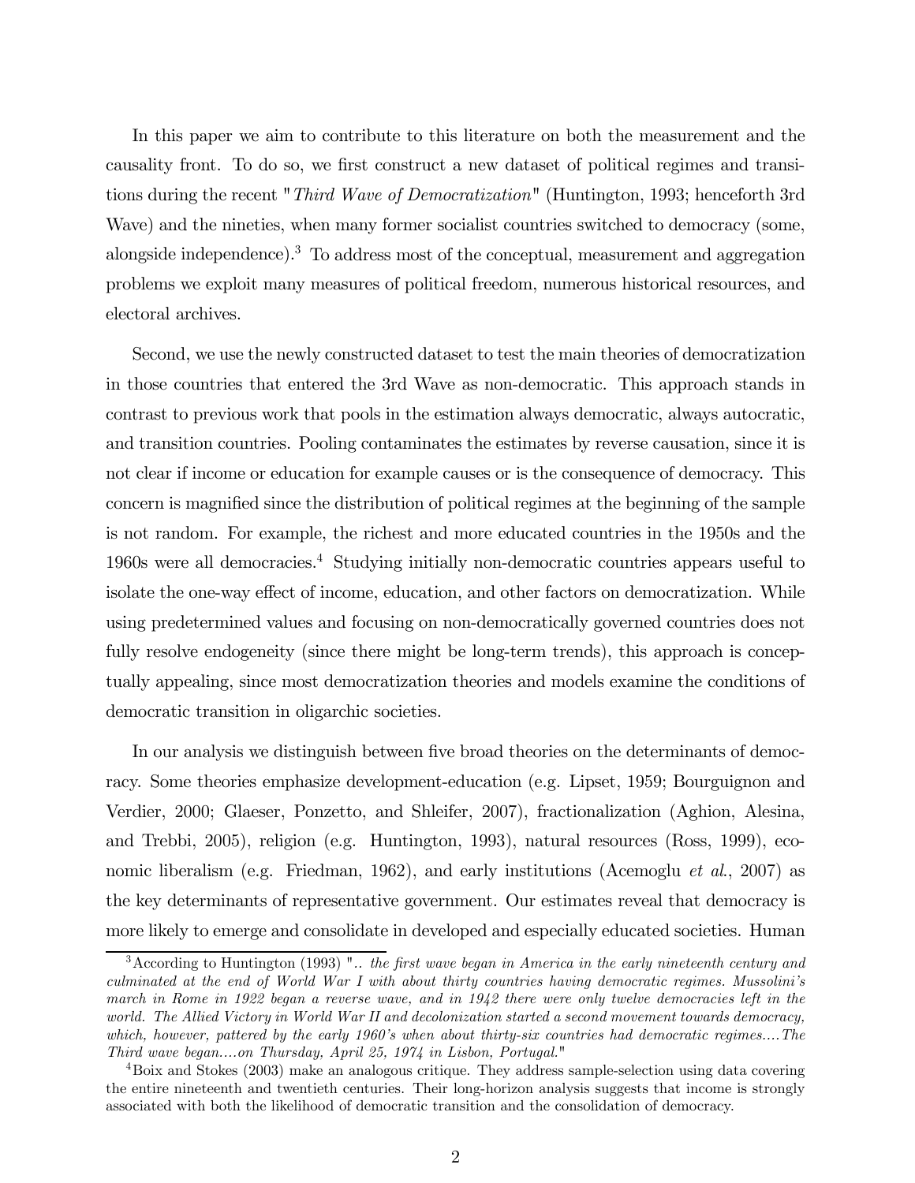In this paper we aim to contribute to this literature on both the measurement and the causality front. To do so, we first construct a new dataset of political regimes and transitions during the recent "*Third Wave of Democratization*" (Huntington, 1993; henceforth 3rd Wave) and the nineties, when many former socialist countries switched to democracy (some, alongside independence).[3] To address most of the conceptual, measurement and aggregation problems we exploit many measures of political freedom, numerous historical resources, and electoral archives.

Second, we use the newly constructed dataset to test the main theories of democratization in those countries that entered the 3rd Wave as non-democratic. This approach stands in contrast to previous work that pools in the estimation always democratic, always autocratic, and transition countries. Pooling contaminates the estimates by reverse causation, since it is not clear if income or education for example causes or is the consequence of democracy. This concern is magnified since the distribution of political regimes at the beginning of the sample is not random. For example, the richest and more educated countries in the 1950s and the 1960s were all democracies.[4] Studying initially non-democratic countries appears useful to isolate the one-way effect of income, education, and other factors on democratization. While using predetermined values and focusing on non-democratically governed countries does not fully resolve endogeneity (since there might be long-term trends), this approach is conceptually appealing, since most democratization theories and models examine the conditions of democratic transition in oligarchic societies.

In our analysis we distinguish between five broad theories on the determinants of democracy. Some theories emphasize development-education (e.g. Lipset, 1959; Bourguignon and Verdier, 2000; Glaeser, Ponzetto, and Shleifer, 2007), fractionalization (Aghion, Alesina, and Trebbi, 2005), religion (e.g. Huntington, 1993), natural resources (Ross, 1999), economic liberalism (e.g. Friedman, 1962), and early institutions (Acemoglu *et al.*, 2007) as the key determinants of representative government. Our estimates reveal that democracy is more likely to emerge and consolidate in developed and especially educated societies. Human

[3] According to Huntington (1993) "*.. the first wave began in America in the early nineteenth century and culminated at the end of World War I with about thirty countries having democratic regimes. Mussolini's march in Rome in 1922 began a reverse wave, and in 1942 there were only twelve democracies left in the world. The Allied Victory in World War II and decolonization started a second movement towards democracy, which, however, pattered by the early 1960's when about thirty-six countries had democratic regimes....The Third wave began....on Thursday, April 25, 1974 in Lisbon, Portugal.*"

[4] Boix and Stokes (2003) make an analogous critique. They address sample-selection using data covering the entire nineteenth and twentieth centuries. Their long-horizon analysis suggests that income is strongly associated with both the likelihood of democratic transition and the consolidation of democracy.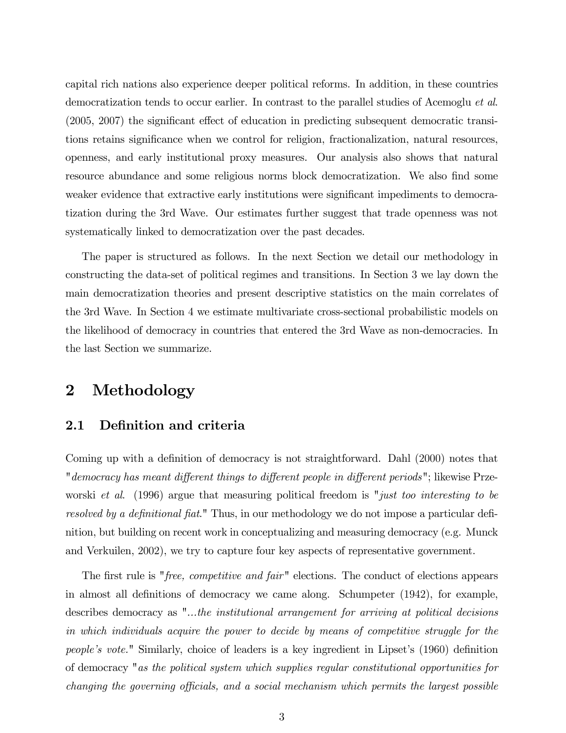capital rich nations also experience deeper political reforms. In addition, in these countries democratization tends to occur earlier. In contrast to the parallel studies of Acemoglu *et al.* (2005, 2007) the significant effect of education in predicting subsequent democratic transitions retains significance when we control for religion, fractionalization, natural resources, openness, and early institutional proxy measures. Our analysis also shows that natural resource abundance and some religious norms block democratization. We also find some weaker evidence that extractive early institutions were significant impediments to democratization during the 3rd Wave. Our estimates further suggest that trade openness was not systematically linked to democratization over the past decades.

The paper is structured as follows. In the next Section we detail our methodology in constructing the data-set of political regimes and transitions. In Section 3 we lay down the main democratization theories and present descriptive statistics on the main correlates of the 3rd Wave. In Section 4 we estimate multivariate cross-sectional probabilistic models on the likelihood of democracy in countries that entered the 3rd Wave as non-democracies. In the last Section we summarize.

# 2 Methodology

## 2.1 Definition and criteria

Coming up with a definition of democracy is not straightforward. Dahl (2000) notes that "*democracy has meant different things to different people in different periods*"; likewise Przeworski *et al.* (1996) argue that measuring political freedom is "*just too interesting to be resolved by a definitional fiat*." Thus, in our methodology we do not impose a particular definition, but building on recent work in conceptualizing and measuring democracy (e.g. Munck and Verkuilen, 2002), we try to capture four key aspects of representative government.

The first rule is "*free, competitive and fair*" elections. The conduct of elections appears in almost all definitions of democracy we came along. Schumpeter (1942), for example, describes democracy as "*...the institutional arrangement for arriving at political decisions in which individuals acquire the power to decide by means of competitive struggle for the people's vote.*" Similarly, choice of leaders is a key ingredient in Lipset's (1960) definition of democracy "*as the political system which supplies regular constitutional opportunities for changing the governing officials, and a social mechanism which permits the largest possible*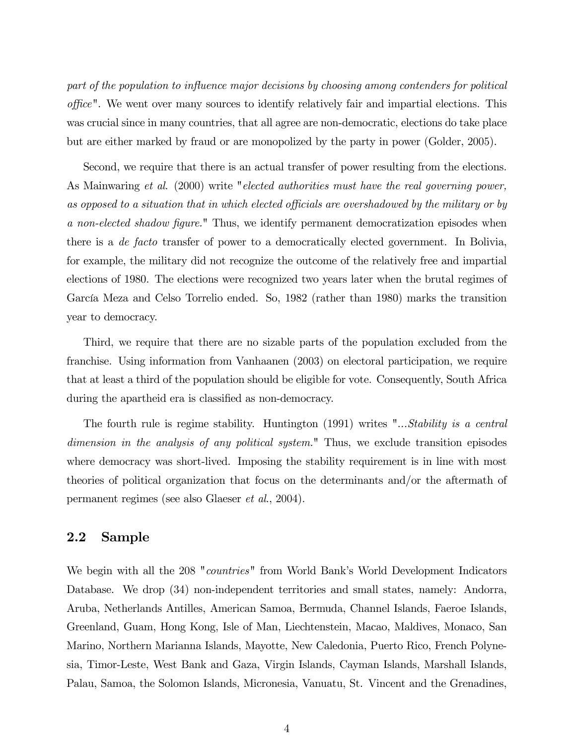*part of the population to influence major decisions by choosing among contenders for political office*". We went over many sources to identify relatively fair and impartial elections. This was crucial since in many countries, that all agree are non-democratic, elections do take place but are either marked by fraud or are monopolized by the party in power (Golder, 2005).

Second, we require that there is an actual transfer of power resulting from the elections. As Mainwaring *et al.* (2000) write "*elected authorities must have the real governing power, as opposed to a situation that in which elected officials are overshadowed by the military or by a non-elected shadow figure.*" Thus, we identify permanent democratization episodes when there is a *de facto* transfer of power to a democratically elected government. In Bolivia, for example, the military did not recognize the outcome of the relatively free and impartial elections of 1980. The elections were recognized two years later when the brutal regimes of García Meza and Celso Torrelio ended. So, 1982 (rather than 1980) marks the transition year to democracy.

Third, we require that there are no sizable parts of the population excluded from the franchise. Using information from Vanhaanen (2003) on electoral participation, we require that at least a third of the population should be eligible for vote. Consequently, South Africa during the apartheid era is classified as non-democracy.

The fourth rule is regime stability. Huntington (1991) writes "*...Stability is a central dimension in the analysis of any political system.*" Thus, we exclude transition episodes where democracy was short-lived. Imposing the stability requirement is in line with most theories of political organization that focus on the determinants and/or the aftermath of permanent regimes (see also Glaeser *et al.*, 2004).

## 2.2 Sample

We begin with all the 208 "*countries*" from World Bank's World Development Indicators Database. We drop (34) non-independent territories and small states, namely: Andorra, Aruba, Netherlands Antilles, American Samoa, Bermuda, Channel Islands, Faeroe Islands, Greenland, Guam, Hong Kong, Isle of Man, Liechtenstein, Macao, Maldives, Monaco, San Marino, Northern Marianna Islands, Mayotte, New Caledonia, Puerto Rico, French Polynesia, Timor-Leste, West Bank and Gaza, Virgin Islands, Cayman Islands, Marshall Islands, Palau, Samoa, the Solomon Islands, Micronesia, Vanuatu, St. Vincent and the Grenadines,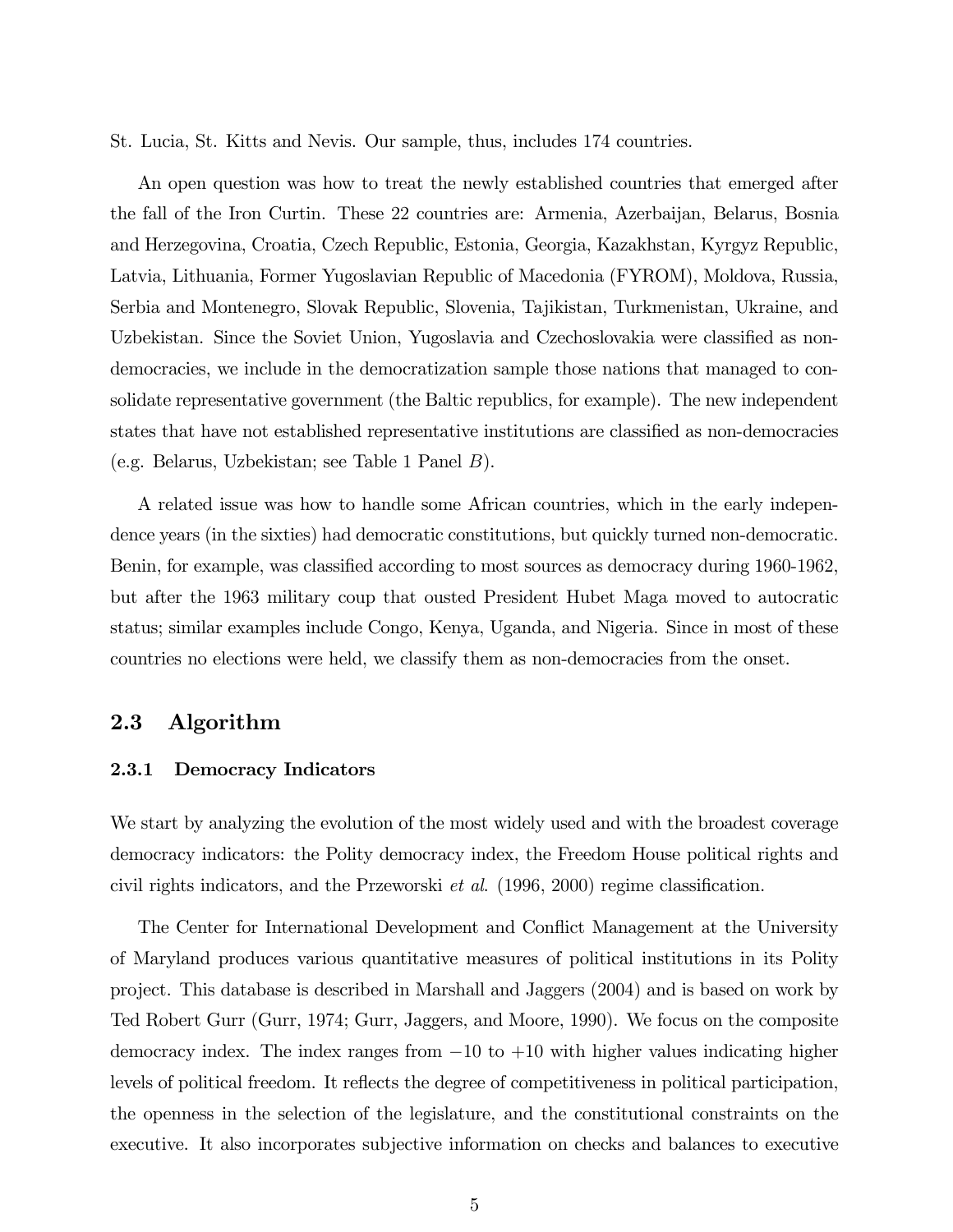St. Lucia, St. Kitts and Nevis. Our sample, thus, includes 174 countries.

An open question was how to treat the newly established countries that emerged after the fall of the Iron Curtin. These 22 countries are: Armenia, Azerbaijan, Belarus, Bosnia and Herzegovina, Croatia, Czech Republic, Estonia, Georgia, Kazakhstan, Kyrgyz Republic, Latvia, Lithuania, Former Yugoslavian Republic of Macedonia (FYROM), Moldova, Russia, Serbia and Montenegro, Slovak Republic, Slovenia, Tajikistan, Turkmenistan, Ukraine, and Uzbekistan. Since the Soviet Union, Yugoslavia and Czechoslovakia were classified as non-democracies, we include in the democratization sample those nations that managed to consolidate representative government (the Baltic republics, for example). The new independent states that have not established representative institutions are classified as non-democracies (e.g. Belarus, Uzbekistan; see Table 1 Panel *B*).

A related issue was how to handle some African countries, which in the early independence years (in the sixties) had democratic constitutions, but quickly turned non-democratic. Benin, for example, was classified according to most sources as democracy during 1960-1962, but after the 1963 military coup that ousted President Hubet Maga moved to autocratic status; similar examples include Congo, Kenya, Uganda, and Nigeria. Since in most of these countries no elections were held, we classify them as non-democracies from the onset.

## 2.3 Algorithm

### 2.3.1 Democracy Indicators

We start by analyzing the evolution of the most widely used and with the broadest coverage democracy indicators: the Polity democracy index, the Freedom House political rights and civil rights indicators, and the Przeworski *et al.* (1996, 2000) regime classification.

The Center for International Development and Conflict Management at the University of Maryland produces various quantitative measures of political institutions in its Polity project. This database is described in Marshall and Jaggers (2004) and is based on work by Ted Robert Gurr (Gurr, 1974; Gurr, Jaggers, and Moore, 1990). We focus on the composite democracy index. The index ranges from $-10$ to $+10$ with higher values indicating higher levels of political freedom. It reflects the degree of competitiveness in political participation, the openness in the selection of the legislature, and the constitutional constraints on the executive. It also incorporates subjective information on checks and balances to executive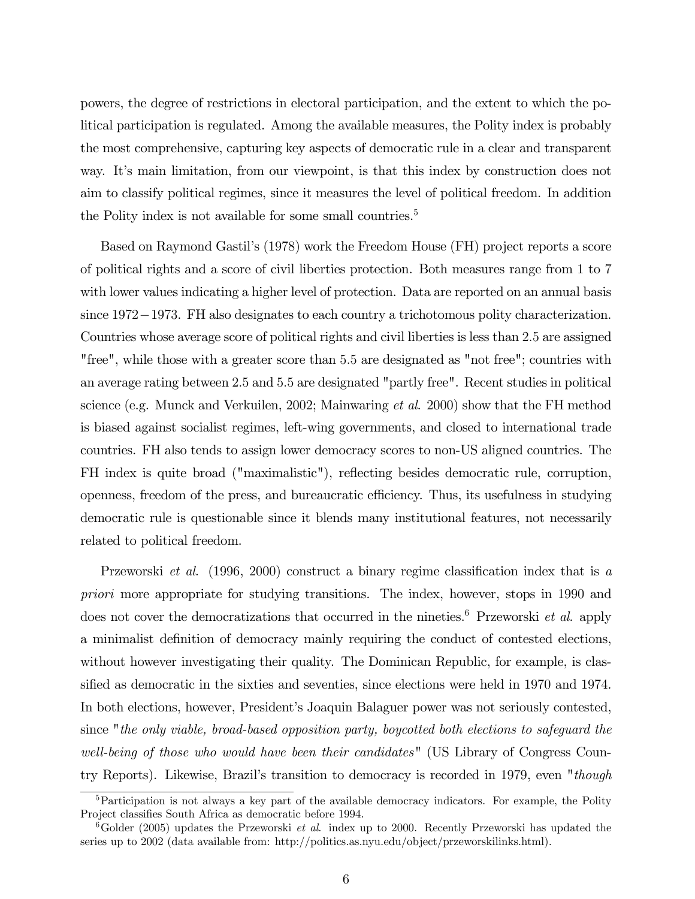powers, the degree of restrictions in electoral participation, and the extent to which the political participation is regulated. Among the available measures, the Polity index is probably the most comprehensive, capturing key aspects of democratic rule in a clear and transparent way. It's main limitation, from our viewpoint, is that this index by construction does not aim to classify political regimes, since it measures the level of political freedom. In addition the Polity index is not available for some small countries.[5]

Based on Raymond Gastil's (1978) work the Freedom House (FH) project reports a score of political rights and a score of civil liberties protection. Both measures range from 1 to 7 with lower values indicating a higher level of protection. Data are reported on an annual basis since 1972 − 1973. FH also designates to each country a trichotomous polity characterization. Countries whose average score of political rights and civil liberties is less than 2.5 are assigned "free", while those with a greater score than 5.5 are designated as "not free"; countries with an average rating between 2.5 and 5.5 are designated "partly free". Recent studies in political science (e.g. Munck and Verkuilen, 2002; Mainwaring *et al.* 2000) show that the FH method is biased against socialist regimes, left-wing governments, and closed to international trade countries. FH also tends to assign lower democracy scores to non-US aligned countries. The FH index is quite broad ("maximalistic"), reflecting besides democratic rule, corruption, openness, freedom of the press, and bureaucratic efficiency. Thus, its usefulness in studying democratic rule is questionable since it blends many institutional features, not necessarily related to political freedom.

Przeworski *et al.* (1996, 2000) construct a binary regime classification index that is *a priori* more appropriate for studying transitions. The index, however, stops in 1990 and does not cover the democratizations that occurred in the nineties.[6] Przeworski *et al.* apply a minimalist definition of democracy mainly requiring the conduct of contested elections, without however investigating their quality. The Dominican Republic, for example, is classified as democratic in the sixties and seventies, since elections were held in 1970 and 1974. In both elections, however, President's Joaquin Balaguer power was not seriously contested, since "*the only viable, broad-based opposition party, boycotted both elections to safeguard the well-being of those who would have been their candidates*" (US Library of Congress Country Reports). Likewise, Brazil's transition to democracy is recorded in 1979, even "*though*

[5] Participation is not always a key part of the available democracy indicators. For example, the Polity Project classifies South Africa as democratic before 1994.

[6] Golder (2005) updates the Przeworski *et al.* index up to 2000. Recently Przeworski has updated the series up to 2002 (data available from: http://politics.as.nyu.edu/object/przeworskilinks.html).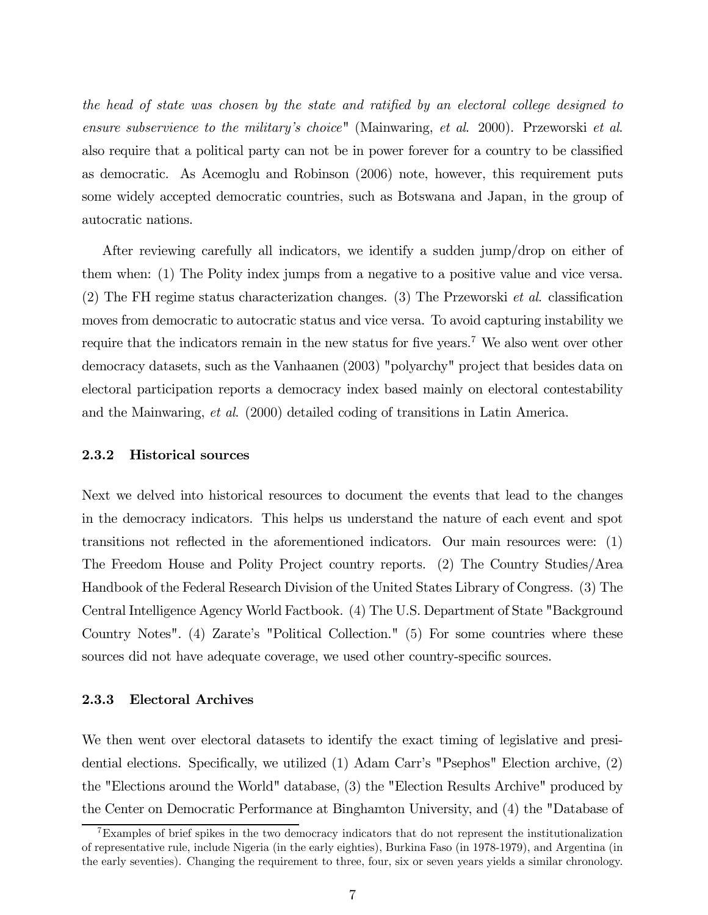*the head of state was chosen by the state and ratified by an electoral college designed to ensure subservience to the military's choice*" (Mainwaring, *et al.* 2000). Przeworski *et al.* also require that a political party can not be in power forever for a country to be classified as democratic. As Acemoglu and Robinson (2006) note, however, this requirement puts some widely accepted democratic countries, such as Botswana and Japan, in the group of autocratic nations.

After reviewing carefully all indicators, we identify a sudden jump/drop on either of them when: (1) The Polity index jumps from a negative to a positive value and vice versa. (2) The FH regime status characterization changes. (3) The Przeworski *et al.* classification moves from democratic to autocratic status and vice versa. To avoid capturing instability we require that the indicators remain in the new status for five years.[7] We also went over other democracy datasets, such as the Vanhaanen (2003) "polyarchy" project that besides data on electoral participation reports a democracy index based mainly on electoral contestability and the Mainwaring, *et al.* (2000) detailed coding of transitions in Latin America.

#### 2.3.2 Historical sources

Next we delved into historical resources to document the events that lead to the changes in the democracy indicators. This helps us understand the nature of each event and spot transitions not reflected in the aforementioned indicators. Our main resources were: (1) The Freedom House and Polity Project country reports. (2) The Country Studies/Area Handbook of the Federal Research Division of the United States Library of Congress. (3) The Central Intelligence Agency World Factbook. (4) The U.S. Department of State "Background Country Notes". (4) Zarate's "Political Collection." (5) For some countries where these sources did not have adequate coverage, we used other country-specific sources.

#### 2.3.3 Electoral Archives

We then went over electoral datasets to identify the exact timing of legislative and presidential elections. Specifically, we utilized (1) Adam Carr's "Psephos" Election archive, (2) the "Elections around the World" database, (3) the "Election Results Archive" produced by the Center on Democratic Performance at Binghamton University, and (4) the "Database of

[7] Examples of brief spikes in the two democracy indicators that do not represent the institutionalization of representative rule, include Nigeria (in the early eighties), Burkina Faso (in 1978-1979), and Argentina (in the early seventies). Changing the requirement to three, four, six or seven years yields a similar chronology.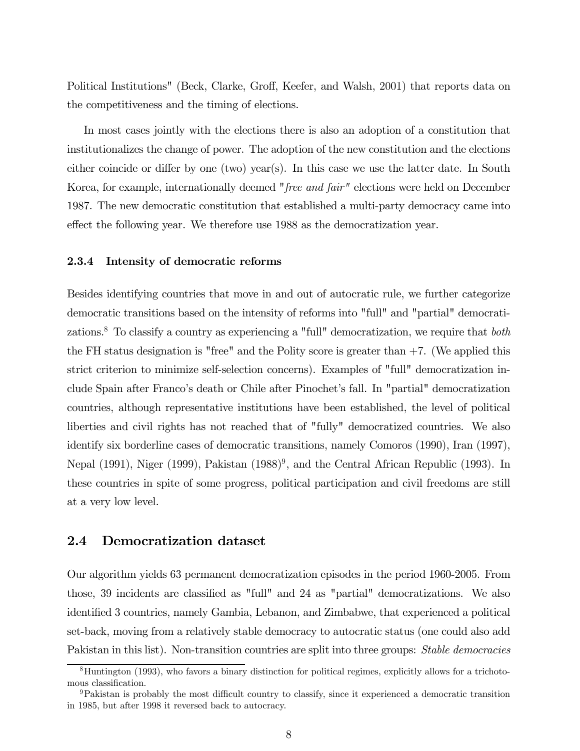Political Institutions" (Beck, Clarke, Groff, Keefer, and Walsh, 2001) that reports data on the competitiveness and the timing of elections.

In most cases jointly with the elections there is also an adoption of a constitution that institutionalizes the change of power. The adoption of the new constitution and the elections either coincide or differ by one (two) year(s). In this case we use the latter date. In South Korea, for example, internationally deemed "*free and fair*" elections were held on December 1987. The new democratic constitution that established a multi-party democracy came into effect the following year. We therefore use 1988 as the democratization year.

#### 2.3.4 Intensity of democratic reforms

Besides identifying countries that move in and out of autocratic rule, we further categorize democratic transitions based on the intensity of reforms into "full" and "partial" democratizations.[8] To classify a country as experiencing a "full" democratization, we require that *both* the FH status designation is "free" and the Polity score is greater than +7. (We applied this strict criterion to minimize self-selection concerns). Examples of "full" democratization include Spain after Franco's death or Chile after Pinochet's fall. In "partial" democratization countries, although representative institutions have been established, the level of political liberties and civil rights has not reached that of "fully" democratized countries. We also identify six borderline cases of democratic transitions, namely Comoros (1990), Iran (1997), Nepal (1991), Niger (1999), Pakistan (1988)[9], and the Central African Republic (1993). In these countries in spite of some progress, political participation and civil freedoms are still at a very low level.

### 2.4 Democratization dataset

Our algorithm yields 63 permanent democratization episodes in the period 1960-2005. From those, 39 incidents are classified as "full" and 24 as "partial" democratizations. We also identified 3 countries, namely Gambia, Lebanon, and Zimbabwe, that experienced a political set-back, moving from a relatively stable democracy to autocratic status (one could also add Pakistan in this list). Non-transition countries are split into three groups: *Stable democracies*

[8] Huntington (1993), who favors a binary distinction for political regimes, explicitly allows for a trichotomous classification.

[9] Pakistan is probably the most difficult country to classify, since it experienced a democratic transition in 1985, but after 1998 it reversed back to autocracy.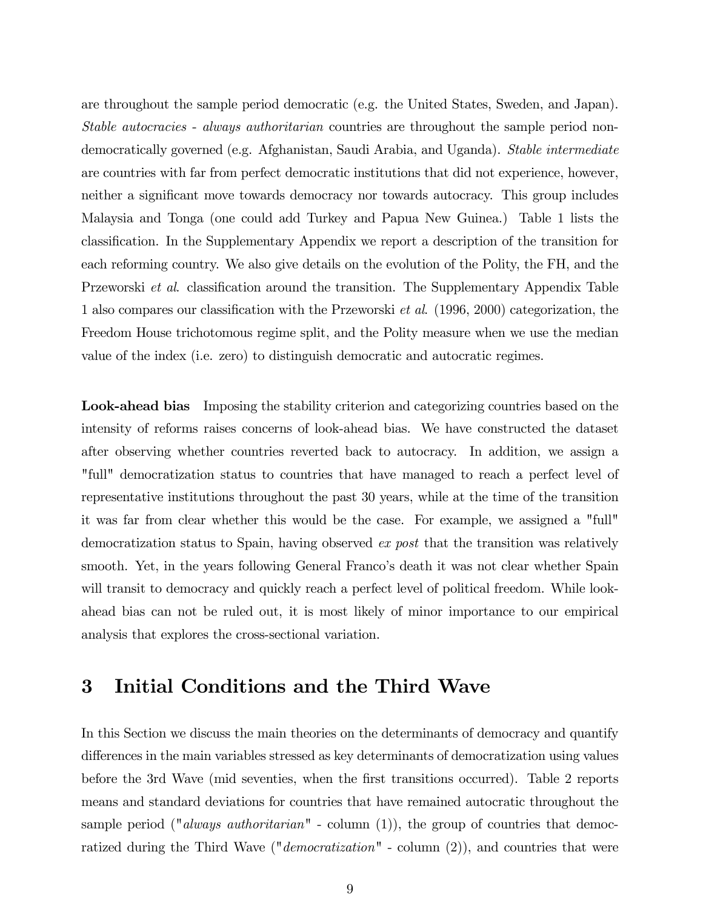are throughout the sample period democratic (e.g. the United States, Sweden, and Japan). *Stable autocracies - always authoritarian* countries are throughout the sample period non-democratically governed (e.g. Afghanistan, Saudi Arabia, and Uganda). *Stable intermediate* are countries with far from perfect democratic institutions that did not experience, however, neither a significant move towards democracy nor towards autocracy. This group includes Malaysia and Tonga (one could add Turkey and Papua New Guinea.) Table 1 lists the classification. In the Supplementary Appendix we report a description of the transition for each reforming country. We also give details on the evolution of the Polity, the FH, and the Przeworski *et al.* classification around the transition. The Supplementary Appendix Table 1 also compares our classification with the Przeworski *et al.* (1996, 2000) categorization, the Freedom House trichotomous regime split, and the Polity measure when we use the median value of the index (i.e. zero) to distinguish democratic and autocratic regimes.

**Look-ahead bias** Imposing the stability criterion and categorizing countries based on the intensity of reforms raises concerns of look-ahead bias. We have constructed the dataset after observing whether countries reverted back to autocracy. In addition, we assign a "full" democratization status to countries that have managed to reach a perfect level of representative institutions throughout the past 30 years, while at the time of the transition it was far from clear whether this would be the case. For example, we assigned a "full" democratization status to Spain, having observed *ex post* that the transition was relatively smooth. Yet, in the years following General Franco's death it was not clear whether Spain will transit to democracy and quickly reach a perfect level of political freedom. While look-ahead bias can not be ruled out, it is most likely of minor importance to our empirical analysis that explores the cross-sectional variation.

# 3 Initial Conditions and the Third Wave

In this Section we discuss the main theories on the determinants of democracy and quantify differences in the main variables stressed as key determinants of democratization using values before the 3rd Wave (mid seventies, when the first transitions occurred). Table 2 reports means and standard deviations for countries that have remained autocratic throughout the sample period ("*always authoritarian*" - column (1)), the group of countries that democratized during the Third Wave ("*democratization*" - column (2)), and countries that were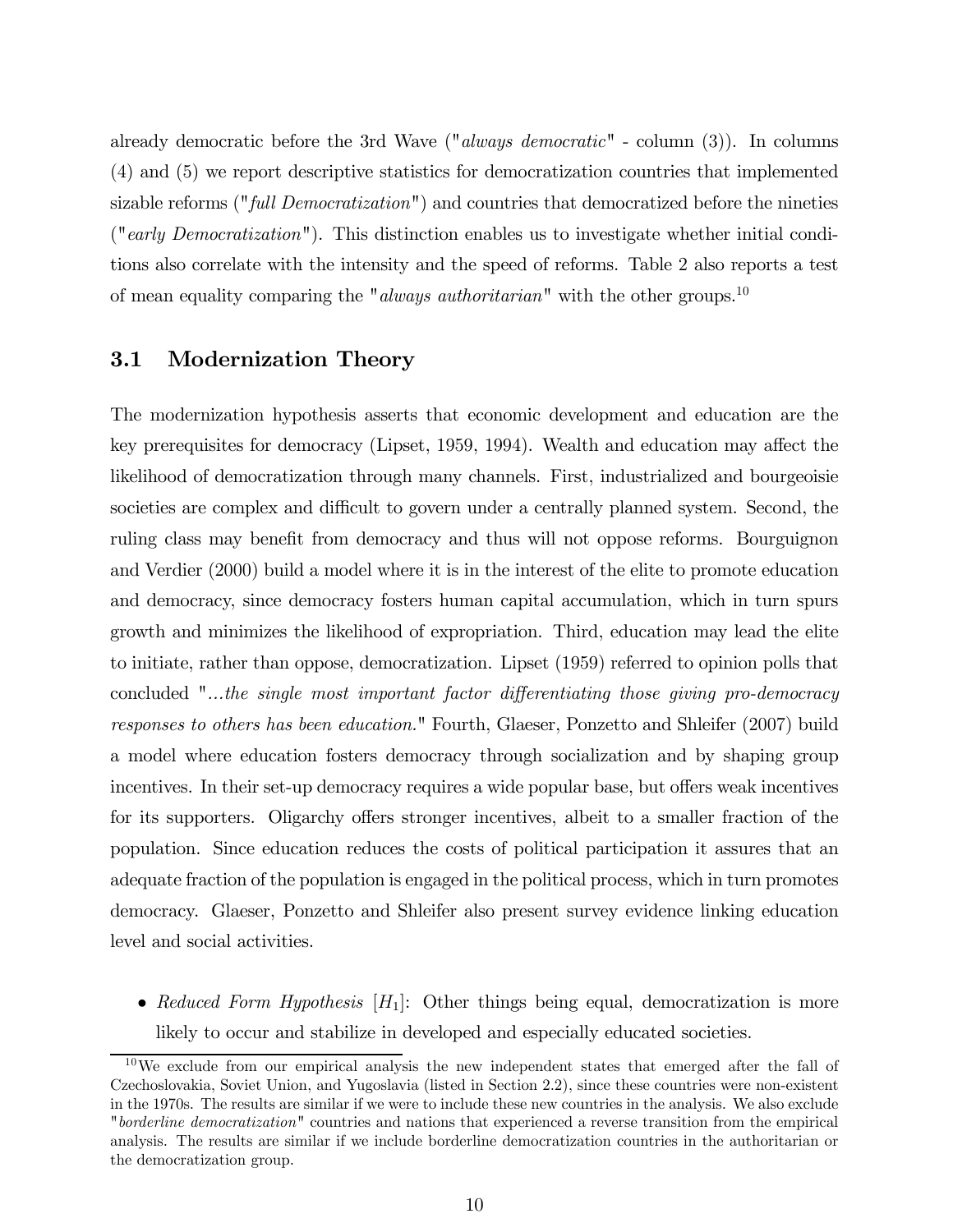already democratic before the 3rd Wave ("*always democratic*" - column (3)). In columns (4) and (5) we report descriptive statistics for democratization countries that implemented sizable reforms ("*full Democratization*") and countries that democratized before the nineties ("*early Democratization*"). This distinction enables us to investigate whether initial conditions also correlate with the intensity and the speed of reforms. Table 2 also reports a test of mean equality comparing the "*always authoritarian*" with the other groups.[10]

## 3.1 Modernization Theory

The modernization hypothesis asserts that economic development and education are the key prerequisites for democracy (Lipset, 1959, 1994). Wealth and education may affect the likelihood of democratization through many channels. First, industrialized and bourgeoisie societies are complex and difficult to govern under a centrally planned system. Second, the ruling class may benefit from democracy and thus will not oppose reforms. Bourguignon and Verdier (2000) build a model where it is in the interest of the elite to promote education and democracy, since democracy fosters human capital accumulation, which in turn spurs growth and minimizes the likelihood of expropriation. Third, education may lead the elite to initiate, rather than oppose, democratization. Lipset (1959) referred to opinion polls that concluded "*...the single most important factor differentiating those giving pro-democracy responses to others has been education.*" Fourth, Glaeser, Ponzetto and Shleifer (2007) build a model where education fosters democracy through socialization and by shaping group incentives. In their set-up democracy requires a wide popular base, but offers weak incentives for its supporters. Oligarchy offers stronger incentives, albeit to a smaller fraction of the population. Since education reduces the costs of political participation it assures that an adequate fraction of the population is engaged in the political process, which in turn promotes democracy. Glaeser, Ponzetto and Shleifer also present survey evidence linking education level and social activities.

- *Reduced Form Hypothesis* [$H_1$]: Other things being equal, democratization is more likely to occur and stabilize in developed and especially educated societies.

[10] We exclude from our empirical analysis the new independent states that emerged after the fall of Czechoslovakia, Soviet Union, and Yugoslavia (listed in Section 2.2), since these countries were non-existent in the 1970s. The results are similar if we were to include these new countries in the analysis. We also exclude "*borderline democratization*" countries and nations that experienced a reverse transition from the empirical analysis. The results are similar if we include borderline democratization countries in the authoritarian or the democratization group.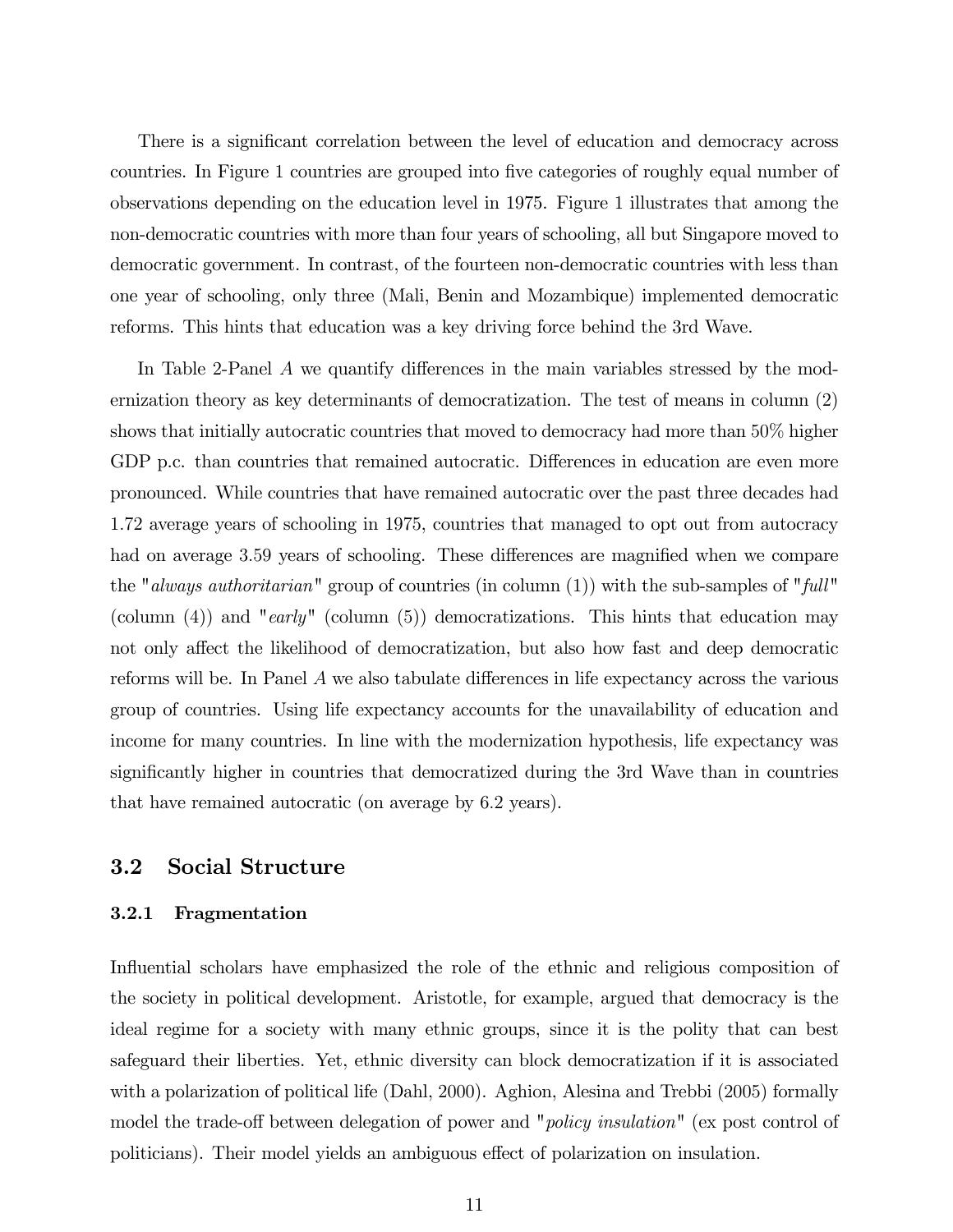There is a significant correlation between the level of education and democracy across countries. In Figure 1 countries are grouped into five categories of roughly equal number of observations depending on the education level in 1975. Figure 1 illustrates that among the non-democratic countries with more than four years of schooling, all but Singapore moved to democratic government. In contrast, of the fourteen non-democratic countries with less than one year of schooling, only three (Mali, Benin and Mozambique) implemented democratic reforms. This hints that education was a key driving force behind the 3rd Wave.

In Table 2-Panel *A* we quantify differences in the main variables stressed by the modernization theory as key determinants of democratization. The test of means in column (2) shows that initially autocratic countries that moved to democracy had more than 50% higher GDP p.c. than countries that remained autocratic. Differences in education are even more pronounced. While countries that have remained autocratic over the past three decades had 1.72 average years of schooling in 1975, countries that managed to opt out from autocracy had on average 3.59 years of schooling. These differences are magnified when we compare the "*always authoritarian*" group of countries (in column (1)) with the sub-samples of "*full*" (column (4)) and "*early*" (column (5)) democratizations. This hints that education may not only affect the likelihood of democratization, but also how fast and deep democratic reforms will be. In Panel *A* we also tabulate differences in life expectancy across the various group of countries. Using life expectancy accounts for the unavailability of education and income for many countries. In line with the modernization hypothesis, life expectancy was significantly higher in countries that democratized during the 3rd Wave than in countries that have remained autocratic (on average by 6.2 years).

## 3.2 Social Structure

### 3.2.1 Fragmentation

Influential scholars have emphasized the role of the ethnic and religious composition of the society in political development. Aristotle, for example, argued that democracy is the ideal regime for a society with many ethnic groups, since it is the polity that can best safeguard their liberties. Yet, ethnic diversity can block democratization if it is associated with a polarization of political life (Dahl, 2000). Aghion, Alesina and Trebbi (2005) formally model the trade-off between delegation of power and "*policy insulation*" (ex post control of politicians). Their model yields an ambiguous effect of polarization on insulation.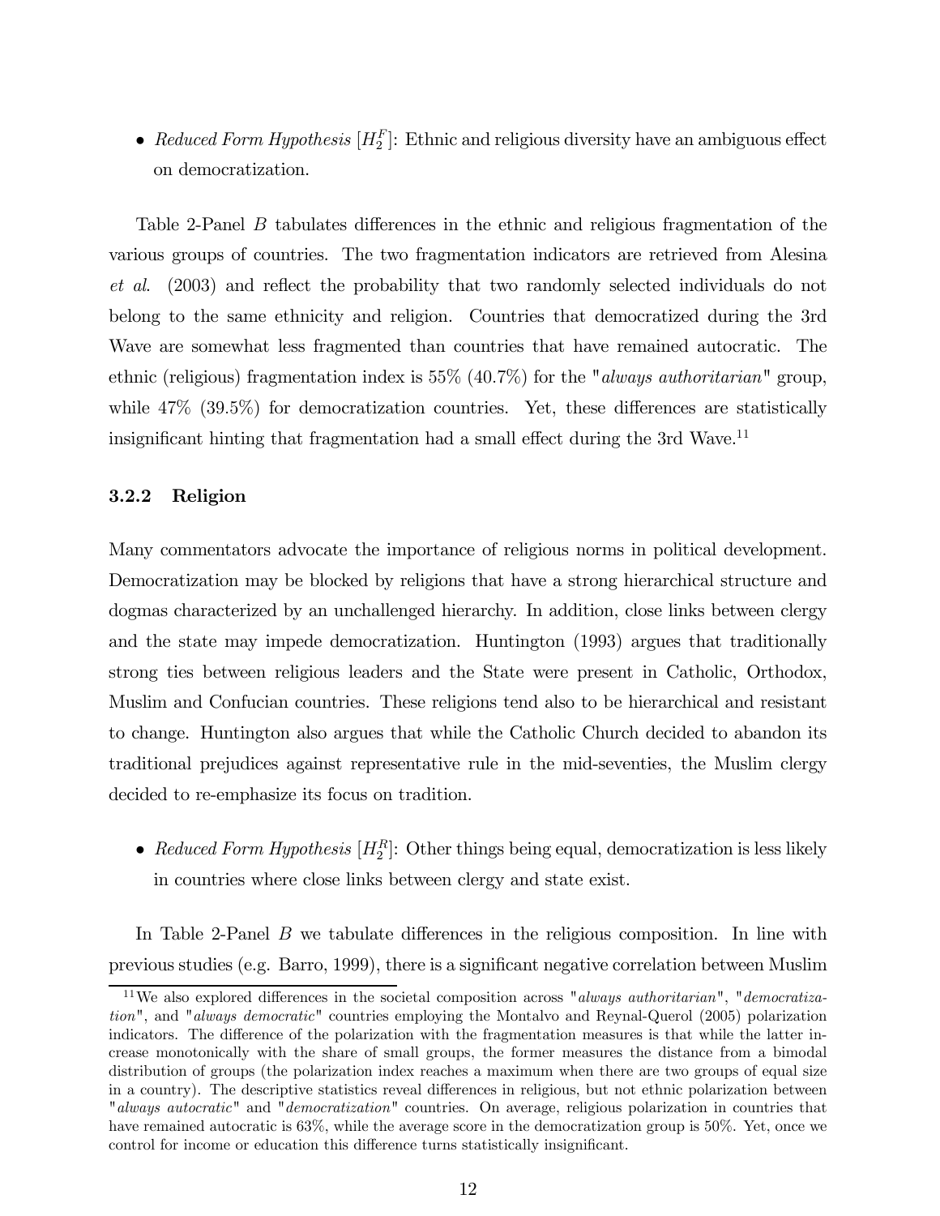- *Reduced Form Hypothesis* $[H_2^F]$: Ethnic and religious diversity have an ambiguous effect on democratization.

Table 2-Panel *B* tabulates differences in the ethnic and religious fragmentation of the various groups of countries. The two fragmentation indicators are retrieved from Alesina *et al.* (2003) and reflect the probability that two randomly selected individuals do not belong to the same ethnicity and religion. Countries that democratized during the 3rd Wave are somewhat less fragmented than countries that have remained autocratic. The ethnic (religious) fragmentation index is 55% (40.7%) for the "*always authoritarian*" group, while 47% (39.5%) for democratization countries. Yet, these differences are statistically insignificant hinting that fragmentation had a small effect during the 3rd Wave.[11]

### 3.2.2 Religion

Many commentators advocate the importance of religious norms in political development. Democratization may be blocked by religions that have a strong hierarchical structure and dogmas characterized by an unchallenged hierarchy. In addition, close links between clergy and the state may impede democratization. Huntington (1993) argues that traditionally strong ties between religious leaders and the State were present in Catholic, Orthodox, Muslim and Confucian countries. These religions tend also to be hierarchical and resistant to change. Huntington also argues that while the Catholic Church decided to abandon its traditional prejudices against representative rule in the mid-seventies, the Muslim clergy decided to re-emphasize its focus on tradition.

- *Reduced Form Hypothesis* $[H_2^R]$: Other things being equal, democratization is less likely in countries where close links between clergy and state exist.

In Table 2-Panel *B* we tabulate differences in the religious composition. In line with previous studies (e.g. Barro, 1999), there is a significant negative correlation between Muslim

[11] We also explored differences in the societal composition across "*always authoritarian*", "*democratization*", and "*always democratic*" countries employing the Montalvo and Reynal-Querol (2005) polarization indicators. The difference of the polarization with the fragmentation measures is that while the latter increase monotonically with the share of small groups, the former measures the distance from a bimodal distribution of groups (the polarization index reaches a maximum when there are two groups of equal size in a country). The descriptive statistics reveal differences in religious, but not ethnic polarization between "*always autocratic*" and "*democratization*" countries. On average, religious polarization in countries that have remained autocratic is 63%, while the average score in the democratization group is 50%. Yet, once we control for income or education this difference turns statistically insignificant.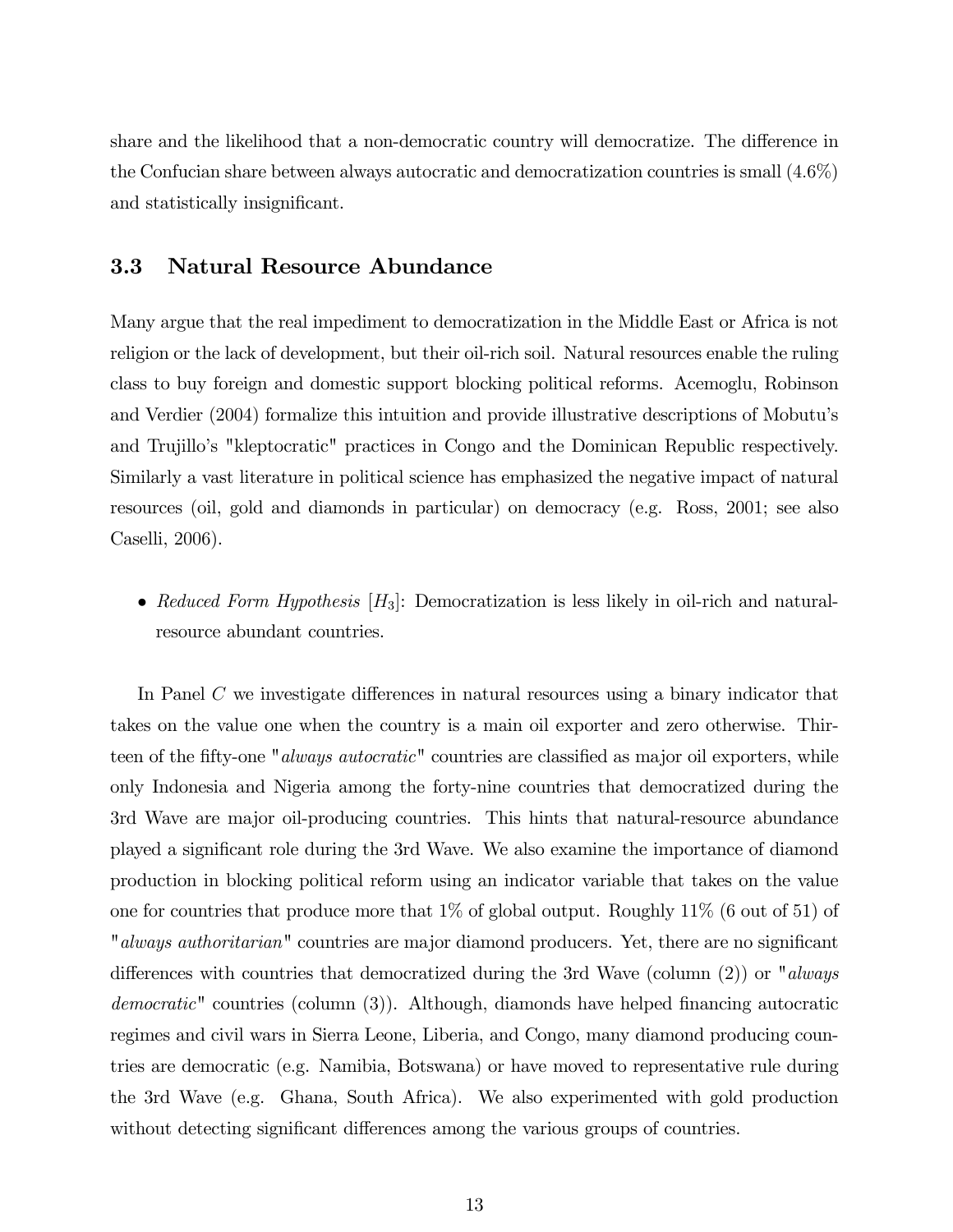share and the likelihood that a non-democratic country will democratize. The difference in the Confucian share between always autocratic and democratization countries is small (4.6%) and statistically insignificant.

### 3.3 Natural Resource Abundance

Many argue that the real impediment to democratization in the Middle East or Africa is not religion or the lack of development, but their oil-rich soil. Natural resources enable the ruling class to buy foreign and domestic support blocking political reforms. Acemoglu, Robinson and Verdier (2004) formalize this intuition and provide illustrative descriptions of Mobutu's and Trujillo's "kleptocratic" practices in Congo and the Dominican Republic respectively. Similarly a vast literature in political science has emphasized the negative impact of natural resources (oil, gold and diamonds in particular) on democracy (e.g. Ross, 2001; see also Caselli, 2006).

- *Reduced Form Hypothesis* [$H_3$]: Democratization is less likely in oil-rich and natural-resource abundant countries.

In Panel $C$ we investigate differences in natural resources using a binary indicator that takes on the value one when the country is a main oil exporter and zero otherwise. Thirteen of the fifty-one "*always autocratic*" countries are classified as major oil exporters, while only Indonesia and Nigeria among the forty-nine countries that democratized during the 3rd Wave are major oil-producing countries. This hints that natural-resource abundance played a significant role during the 3rd Wave. We also examine the importance of diamond production in blocking political reform using an indicator variable that takes on the value one for countries that produce more that 1% of global output. Roughly 11% (6 out of 51) of "*always authoritarian*" countries are major diamond producers. Yet, there are no significant differences with countries that democratized during the 3rd Wave (column (2)) or "*always democratic*" countries (column (3)). Although, diamonds have helped financing autocratic regimes and civil wars in Sierra Leone, Liberia, and Congo, many diamond producing countries are democratic (e.g. Namibia, Botswana) or have moved to representative rule during the 3rd Wave (e.g. Ghana, South Africa). We also experimented with gold production without detecting significant differences among the various groups of countries.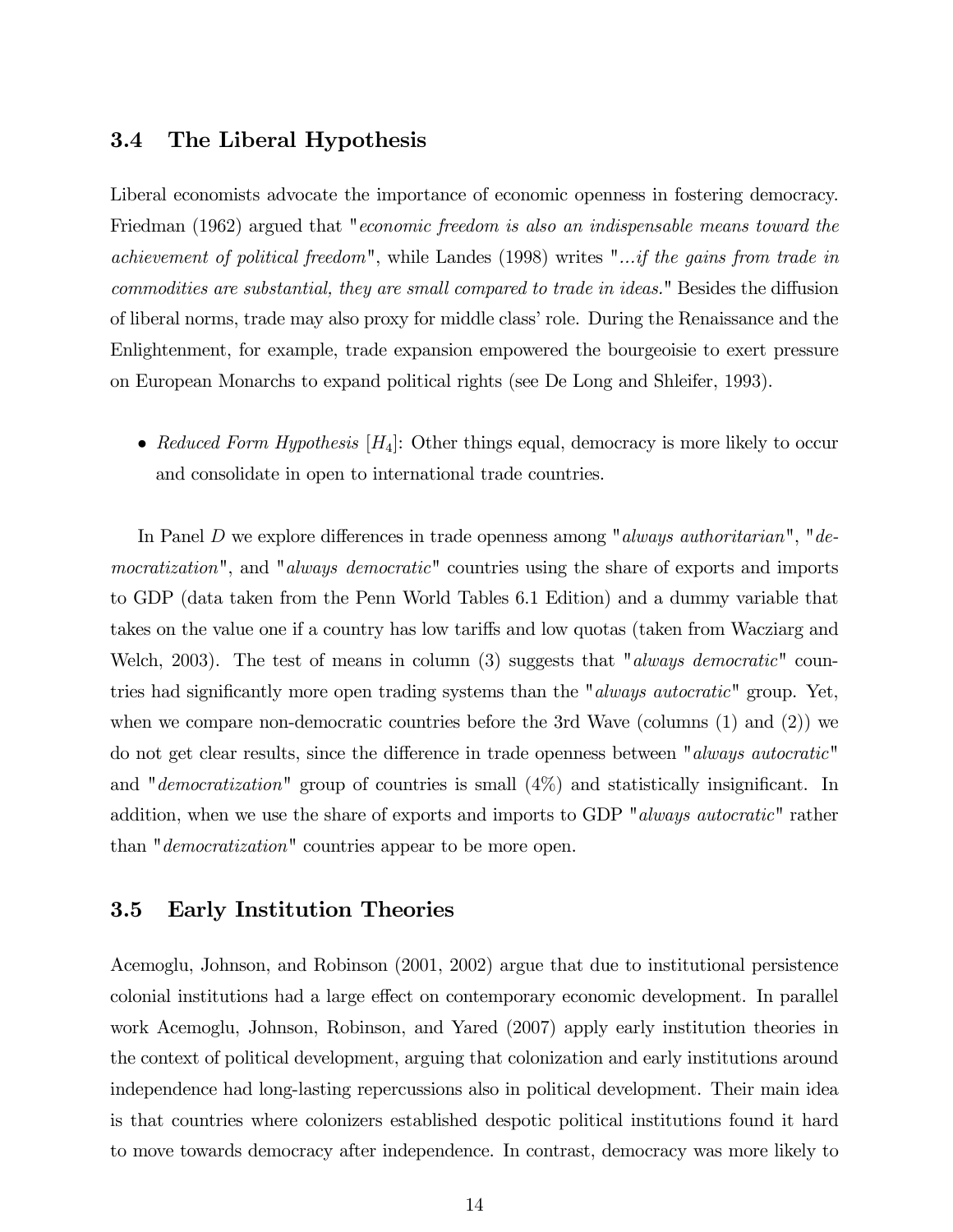## 3.4 The Liberal Hypothesis

Liberal economists advocate the importance of economic openness in fostering democracy. Friedman (1962) argued that "*economic freedom is also an indispensable means toward the achievement of political freedom*", while Landes (1998) writes "*...if the gains from trade in commodities are substantial, they are small compared to trade in ideas.*" Besides the diffusion of liberal norms, trade may also proxy for middle class' role. During the Renaissance and the Enlightenment, for example, trade expansion empowered the bourgeoisie to exert pressure on European Monarchs to expand political rights (see De Long and Shleifer, 1993).

- *Reduced Form Hypothesis* [$H_4$]: Other things equal, democracy is more likely to occur and consolidate in open to international trade countries.

In Panel $D$ we explore differences in trade openness among "*always authoritarian*", "*democratization*", and "*always democratic*" countries using the share of exports and imports to GDP (data taken from the Penn World Tables 6.1 Edition) and a dummy variable that takes on the value one if a country has low tariffs and low quotas (taken from Wacziarg and Welch, 2003). The test of means in column (3) suggests that "*always democratic*" countries had significantly more open trading systems than the "*always autocratic*" group. Yet, when we compare non-democratic countries before the 3rd Wave (columns (1) and (2)) we do not get clear results, since the difference in trade openness between "*always autocratic*" and "*democratization*" group of countries is small (4%) and statistically insignificant. In addition, when we use the share of exports and imports to GDP "*always autocratic*" rather than "*democratization*" countries appear to be more open.

## 3.5 Early Institution Theories

Acemoglu, Johnson, and Robinson (2001, 2002) argue that due to institutional persistence colonial institutions had a large effect on contemporary economic development. In parallel work Acemoglu, Johnson, Robinson, and Yared (2007) apply early institution theories in the context of political development, arguing that colonization and early institutions around independence had long-lasting repercussions also in political development. Their main idea is that countries where colonizers established despotic political institutions found it hard to move towards democracy after independence. In contrast, democracy was more likely to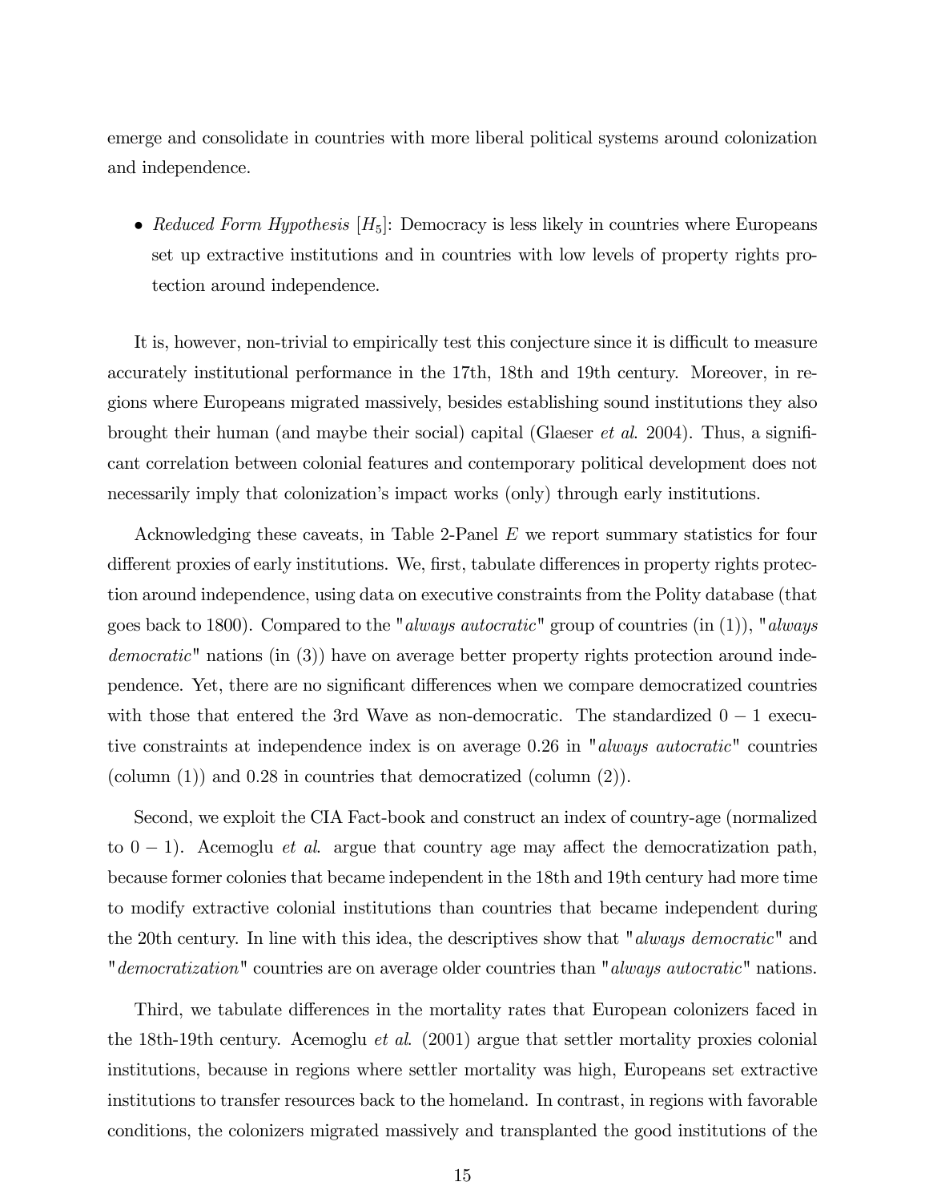emerge and consolidate in countries with more liberal political systems around colonization and independence.

- *Reduced Form Hypothesis* [$H_5$]: Democracy is less likely in countries where Europeans set up extractive institutions and in countries with low levels of property rights protection around independence.

It is, however, non-trivial to empirically test this conjecture since it is difficult to measure accurately institutional performance in the 17th, 18th and 19th century. Moreover, in regions where Europeans migrated massively, besides establishing sound institutions they also brought their human (and maybe their social) capital (Glaeser *et al.* 2004). Thus, a significant correlation between colonial features and contemporary political development does not necessarily imply that colonization's impact works (only) through early institutions.

Acknowledging these caveats, in Table 2-Panel $E$ we report summary statistics for four different proxies of early institutions. We, first, tabulate differences in property rights protection around independence, using data on executive constraints from the Polity database (that goes back to 1800). Compared to the "*always autocratic*" group of countries (in (1)), "*always democratic*" nations (in (3)) have on average better property rights protection around independence. Yet, there are no significant differences when we compare democratized countries with those that entered the 3rd Wave as non-democratic. The standardized $0-1$ executive constraints at independence index is on average 0.26 in "*always autocratic*" countries (column (1)) and 0.28 in countries that democratized (column (2)).

Second, we exploit the CIA Fact-book and construct an index of country-age (normalized to $0-1$). Acemoglu *et al.* argue that country age may affect the democratization path, because former colonies that became independent in the 18th and 19th century had more time to modify extractive colonial institutions than countries that became independent during the 20th century. In line with this idea, the descriptives show that "*always democratic*" and "*democratization*" countries are on average older countries than "*always autocratic*" nations.

Third, we tabulate differences in the mortality rates that European colonizers faced in the 18th-19th century. Acemoglu *et al.* (2001) argue that settler mortality proxies colonial institutions, because in regions where settler mortality was high, Europeans set extractive institutions to transfer resources back to the homeland. In contrast, in regions with favorable conditions, the colonizers migrated massively and transplanted the good institutions of the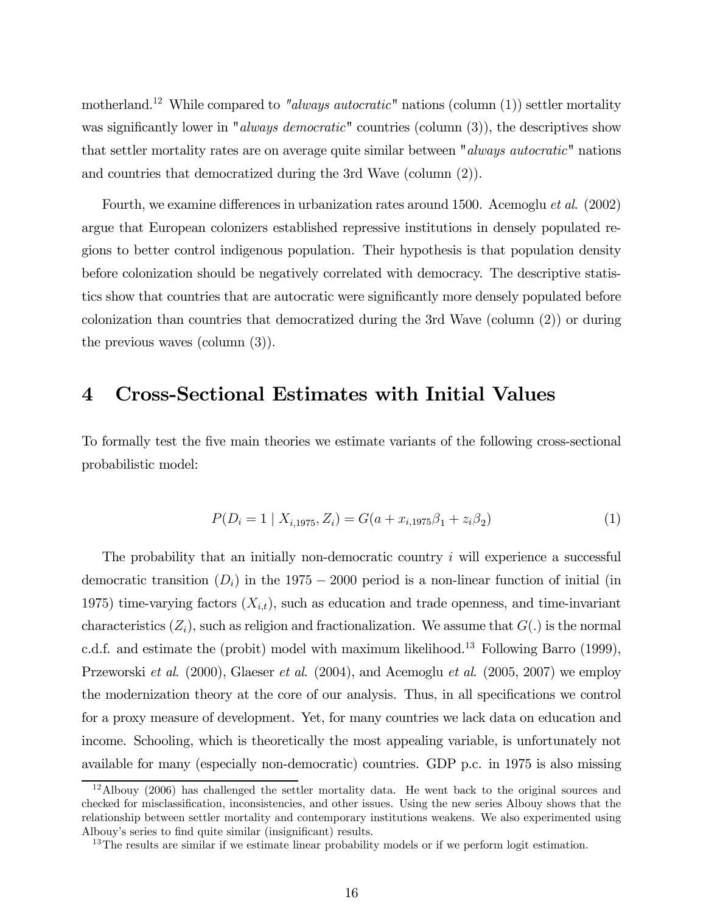motherland.[12] While compared to *"always autocratic"* nations (column (1)) settler mortality was significantly lower in "*always democratic*" countries (column (3)), the descriptives show that settler mortality rates are on average quite similar between "*always autocratic*" nations and countries that democratized during the 3rd Wave (column (2)).

Fourth, we examine differences in urbanization rates around 1500. Acemoglu *et al.* (2002) argue that European colonizers established repressive institutions in densely populated regions to better control indigenous population. Their hypothesis is that population density before colonization should be negatively correlated with democracy. The descriptive statistics show that countries that are autocratic were significantly more densely populated before colonization than countries that democratized during the 3rd Wave (column (2)) or during the previous waves (column (3)).

# 4 Cross-Sectional Estimates with Initial Values

To formally test the five main theories we estimate variants of the following cross-sectional probabilistic model:

$$P(D_i = 1 \mid X_{i,1975}, Z_i) = G(a + x_{i,1975}\beta_1 + z_i\beta_2) \tag{1}$$

The probability that an initially non-democratic country $i$ will experience a successful democratic transition ($D_i$) in the $1975 - 2000$ period is a non-linear function of initial (in 1975) time-varying factors ($X_{i,t}$), such as education and trade openness, and time-invariant characteristics ($Z_i$), such as religion and fractionalization. We assume that $G(.)$ is the normal c.d.f. and estimate the (probit) model with maximum likelihood.[13] Following Barro (1999), Przeworski *et al.* (2000), Glaeser *et al.* (2004), and Acemoglu *et al.* (2005, 2007) we employ the modernization theory at the core of our analysis. Thus, in all specifications we control for a proxy measure of development. Yet, for many countries we lack data on education and income. Schooling, which is theoretically the most appealing variable, is unfortunately not available for many (especially non-democratic) countries. GDP p.c. in 1975 is also missing

---

[12] Albouy (2006) has challenged the settler mortality data. He went back to the original sources and checked for misclassification, inconsistencies, and other issues. Using the new series Albouy shows that the relationship between settler mortality and contemporary institutions weakens. We also experimented using Albouy's series to find quite similar (insignificant) results.

[13] The results are similar if we estimate linear probability models or if we perform logit estimation.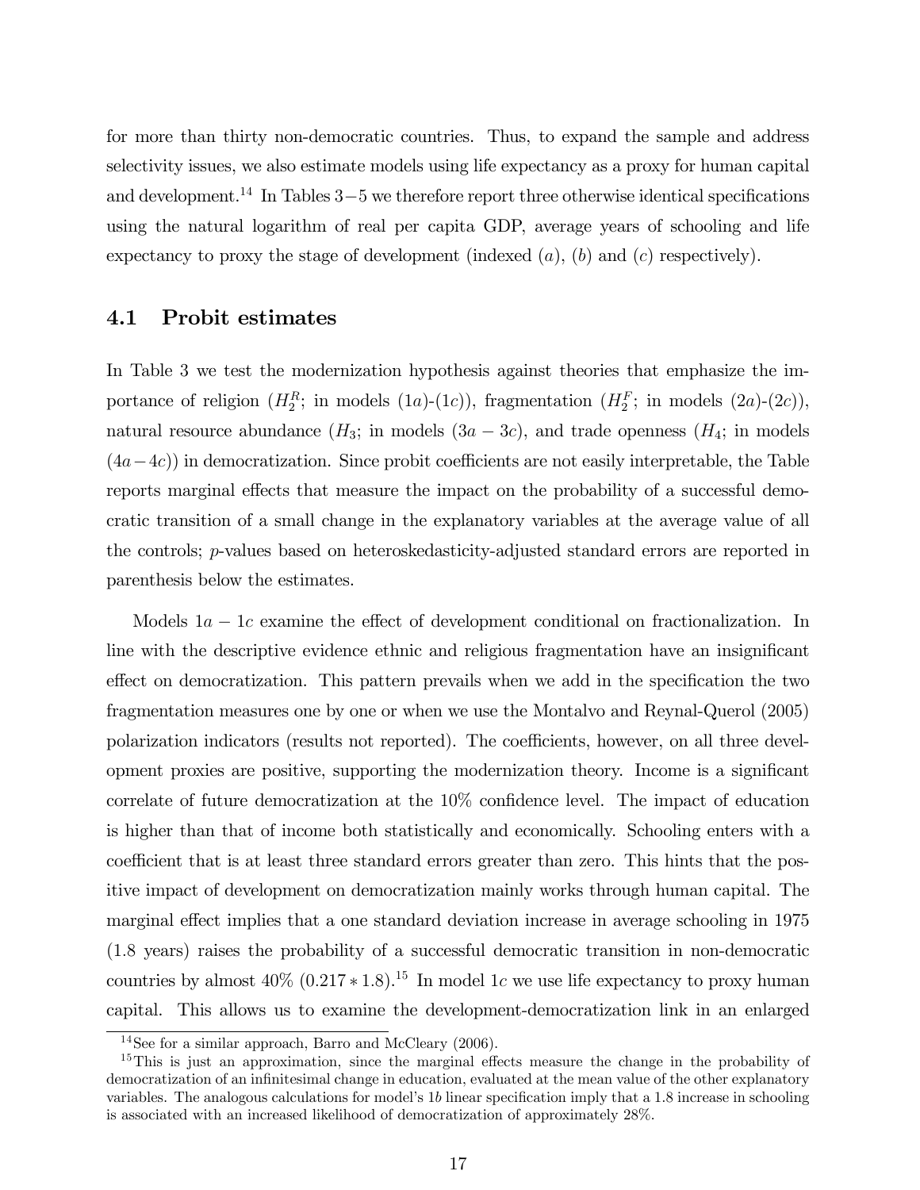for more than thirty non-democratic countries. Thus, to expand the sample and address selectivity issues, we also estimate models using life expectancy as a proxy for human capital and development.[14] In Tables 3−5 we therefore report three otherwise identical specifications using the natural logarithm of real per capita GDP, average years of schooling and life expectancy to proxy the stage of development (indexed $(a)$, $(b)$ and $(c)$ respectively).

## 4.1 Probit estimates

In Table 3 we test the modernization hypothesis against theories that emphasize the importance of religion ($H_2^R$; in models $(1a)$-$(1c)$), fragmentation ($H_2^F$; in models $(2a)$-$(2c)$), natural resource abundance ($H_3$; in models $(3a-3c)$, and trade openness ($H_4$; in models $(4a-4c)$) in democratization. Since probit coefficients are not easily interpretable, the Table reports marginal effects that measure the impact on the probability of a successful democratic transition of a small change in the explanatory variables at the average value of all the controls; $p$-values based on heteroskedasticity-adjusted standard errors are reported in parenthesis below the estimates.

Models $1a-1c$ examine the effect of development conditional on fractionalization. In line with the descriptive evidence ethnic and religious fragmentation have an insignificant effect on democratization. This pattern prevails when we add in the specification the two fragmentation measures one by one or when we use the Montalvo and Reynal-Querol (2005) polarization indicators (results not reported). The coefficients, however, on all three development proxies are positive, supporting the modernization theory. Income is a significant correlate of future democratization at the 10% confidence level. The impact of education is higher than that of income both statistically and economically. Schooling enters with a coefficient that is at least three standard errors greater than zero. This hints that the positive impact of development on democratization mainly works through human capital. The marginal effect implies that a one standard deviation increase in average schooling in 1975 (1.8 years) raises the probability of a successful democratic transition in non-democratic countries by almost 40% $(0.217 * 1.8)$.[15] In model $1c$ we use life expectancy to proxy human capital. This allows us to examine the development-democratization link in an enlarged

[14] See for a similar approach, Barro and McCleary (2006).

[15] This is just an approximation, since the marginal effects measure the change in the probability of democratization of an infinitesimal change in education, evaluated at the mean value of the other explanatory variables. The analogous calculations for model's $1b$ linear specification imply that a 1.8 increase in schooling is associated with an increased likelihood of democratization of approximately 28%.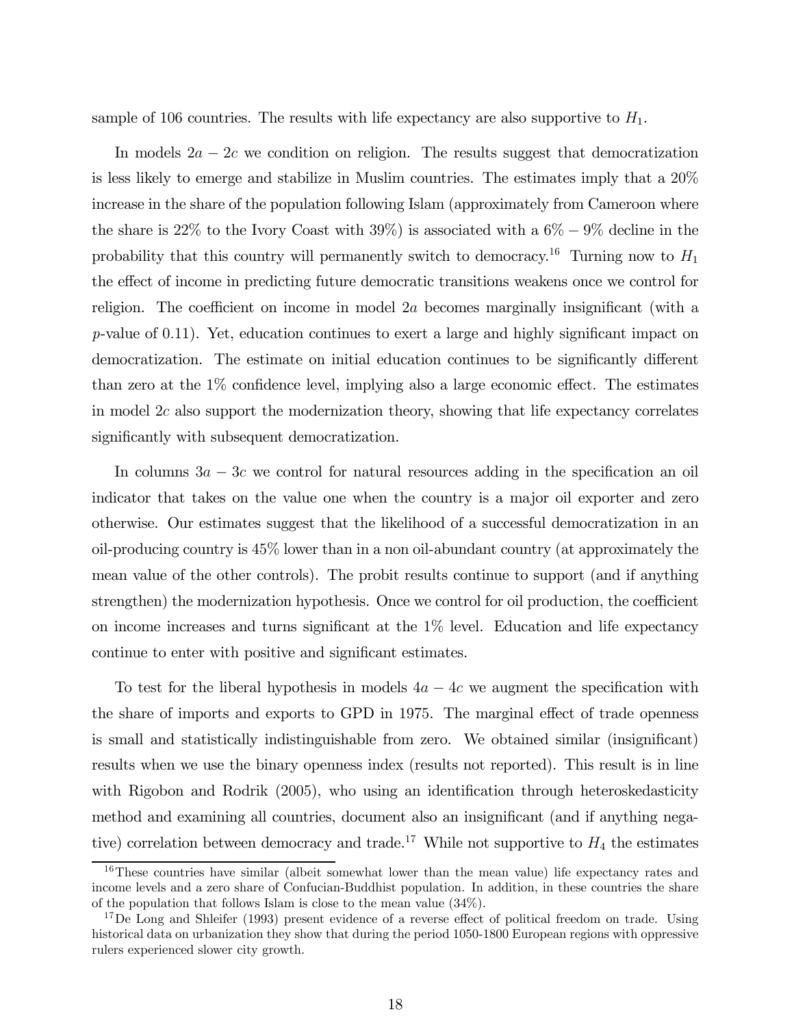sample of 106 countries. The results with life expectancy are also supportive to $H_1$.

In models $2a - 2c$ we condition on religion. The results suggest that democratization is less likely to emerge and stabilize in Muslim countries. The estimates imply that a 20% increase in the share of the population following Islam (approximately from Cameroon where the share is 22% to the Ivory Coast with 39%) is associated with a 6% − 9% decline in the probability that this country will permanently switch to democracy.[16] Turning now to $H_1$ the effect of income in predicting future democratic transitions weakens once we control for religion. The coefficient on income in model $2a$ becomes marginally insignificant (with a $p$-value of 0.11). Yet, education continues to exert a large and highly significant impact on democratization. The estimate on initial education continues to be significantly different than zero at the 1% confidence level, implying also a large economic effect. The estimates in model $2c$ also support the modernization theory, showing that life expectancy correlates significantly with subsequent democratization.

In columns $3a - 3c$ we control for natural resources adding in the specification an oil indicator that takes on the value one when the country is a major oil exporter and zero otherwise. Our estimates suggest that the likelihood of a successful democratization in an oil-producing country is 45% lower than in a non oil-abundant country (at approximately the mean value of the other controls). The probit results continue to support (and if anything strengthen) the modernization hypothesis. Once we control for oil production, the coefficient on income increases and turns significant at the 1% level. Education and life expectancy continue to enter with positive and significant estimates.

To test for the liberal hypothesis in models $4a - 4c$ we augment the specification with the share of imports and exports to GPD in 1975. The marginal effect of trade openness is small and statistically indistinguishable from zero. We obtained similar (insignificant) results when we use the binary openness index (results not reported). This result is in line with Rigobon and Rodrik (2005), who using an identification through heteroskedasticity method and examining all countries, document also an insignificant (and if anything negative) correlation between democracy and trade.[17] While not supportive to $H_4$ the estimates

---

[16] These countries have similar (albeit somewhat lower than the mean value) life expectancy rates and income levels and a zero share of Confucian-Buddhist population. In addition, in these countries the share of the population that follows Islam is close to the mean value (34%).

[17] De Long and Shleifer (1993) present evidence of a reverse effect of political freedom on trade. Using historical data on urbanization they show that during the period 1050-1800 European regions with oppressive rulers experienced slower city growth.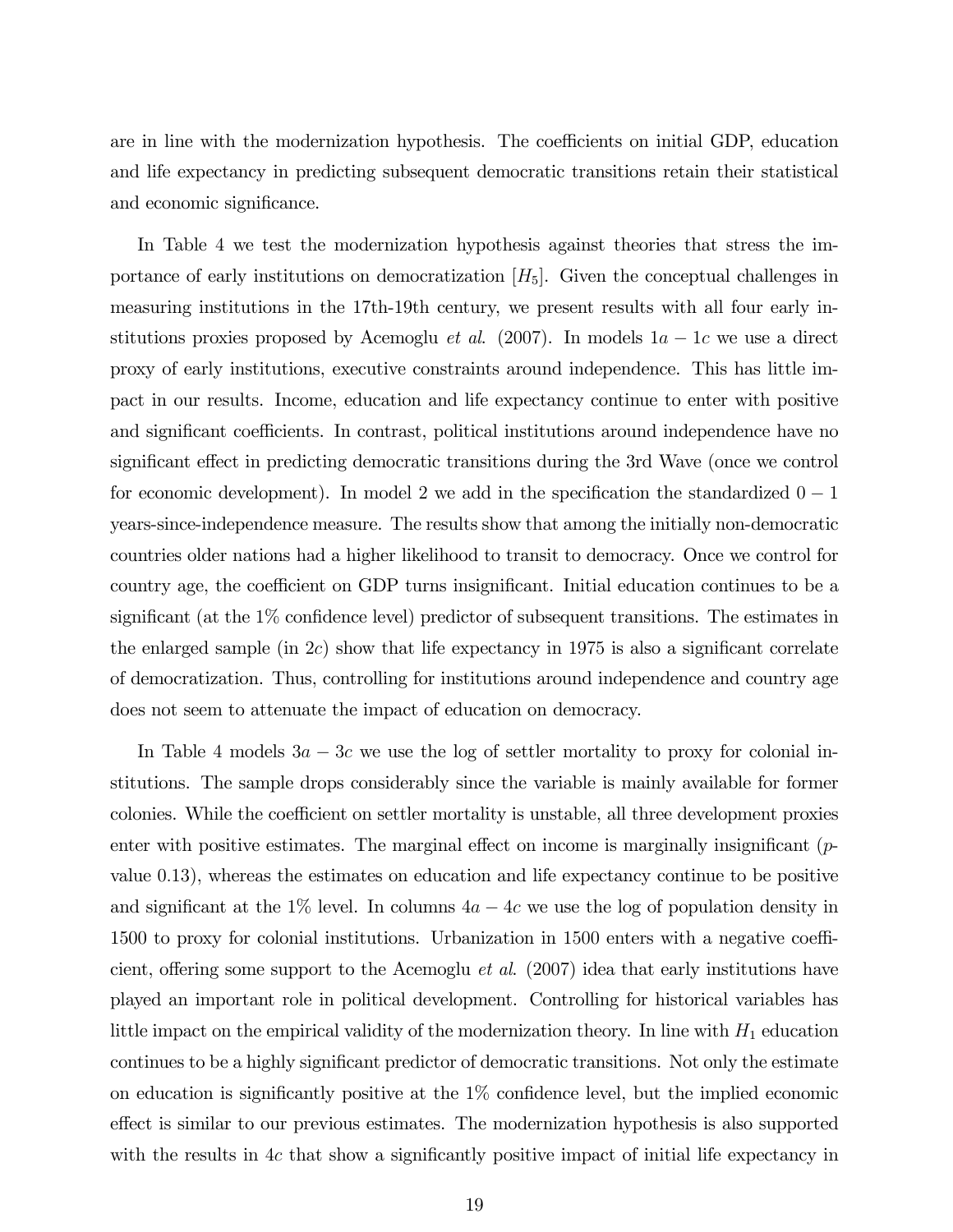are in line with the modernization hypothesis. The coefficients on initial GDP, education and life expectancy in predicting subsequent democratic transitions retain their statistical and economic significance.

In Table 4 we test the modernization hypothesis against theories that stress the importance of early institutions on democratization [$H_5$]. Given the conceptual challenges in measuring institutions in the 17th-19th century, we present results with all four early institutions proxies proposed by Acemoglu *et al.* (2007). In models $1a - 1c$ we use a direct proxy of early institutions, executive constraints around independence. This has little impact in our results. Income, education and life expectancy continue to enter with positive and significant coefficients. In contrast, political institutions around independence have no significant effect in predicting democratic transitions during the 3rd Wave (once we control for economic development). In model 2 we add in the specification the standardized $0 - 1$ years-since-independence measure. The results show that among the initially non-democratic countries older nations had a higher likelihood to transit to democracy. Once we control for country age, the coefficient on GDP turns insignificant. Initial education continues to be a significant (at the 1% confidence level) predictor of subsequent transitions. The estimates in the enlarged sample (in $2c$) show that life expectancy in 1975 is also a significant correlate of democratization. Thus, controlling for institutions around independence and country age does not seem to attenuate the impact of education on democracy.

In Table 4 models $3a - 3c$ we use the log of settler mortality to proxy for colonial institutions. The sample drops considerably since the variable is mainly available for former colonies. While the coefficient on settler mortality is unstable, all three development proxies enter with positive estimates. The marginal effect on income is marginally insignificant ($p$-value 0.13), whereas the estimates on education and life expectancy continue to be positive and significant at the 1% level. In columns $4a - 4c$ we use the log of population density in 1500 to proxy for colonial institutions. Urbanization in 1500 enters with a negative coefficient, offering some support to the Acemoglu *et al.* (2007) idea that early institutions have played an important role in political development. Controlling for historical variables has little impact on the empirical validity of the modernization theory. In line with $H_1$ education continues to be a highly significant predictor of democratic transitions. Not only the estimate on education is significantly positive at the 1% confidence level, but the implied economic effect is similar to our previous estimates. The modernization hypothesis is also supported with the results in $4c$ that show a significantly positive impact of initial life expectancy in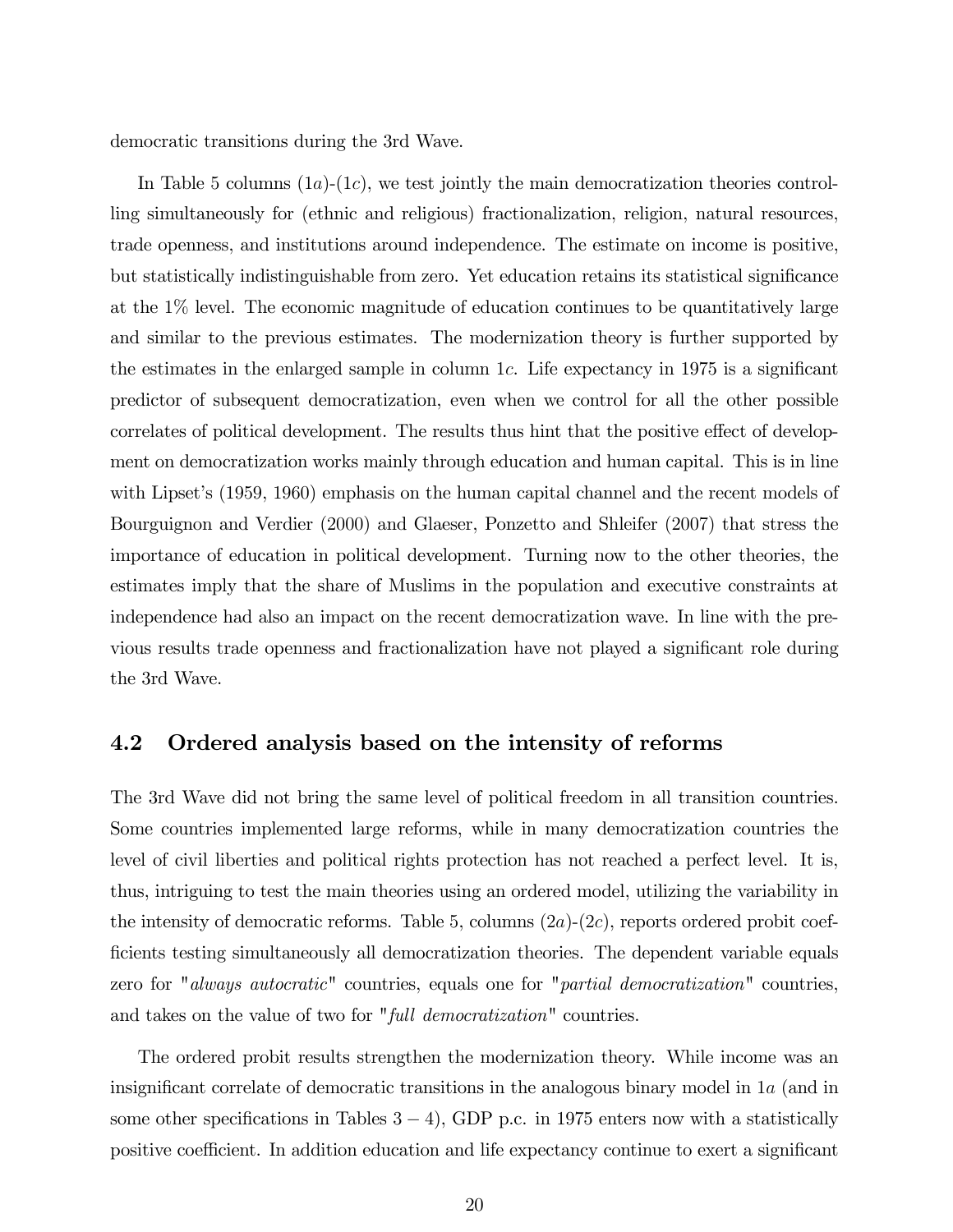democratic transitions during the 3rd Wave.

In Table 5 columns (1*a*)-(1*c*), we test jointly the main democratization theories controlling simultaneously for (ethnic and religious) fractionalization, religion, natural resources, trade openness, and institutions around independence. The estimate on income is positive, but statistically indistinguishable from zero. Yet education retains its statistical significance at the 1% level. The economic magnitude of education continues to be quantitatively large and similar to the previous estimates. The modernization theory is further supported by the estimates in the enlarged sample in column 1*c*. Life expectancy in 1975 is a significant predictor of subsequent democratization, even when we control for all the other possible correlates of political development. The results thus hint that the positive effect of development on democratization works mainly through education and human capital. This is in line with Lipset's (1959, 1960) emphasis on the human capital channel and the recent models of Bourguignon and Verdier (2000) and Glaeser, Ponzetto and Shleifer (2007) that stress the importance of education in political development. Turning now to the other theories, the estimates imply that the share of Muslims in the population and executive constraints at independence had also an impact on the recent democratization wave. In line with the previous results trade openness and fractionalization have not played a significant role during the 3rd Wave.

## 4.2 Ordered analysis based on the intensity of reforms

The 3rd Wave did not bring the same level of political freedom in all transition countries. Some countries implemented large reforms, while in many democratization countries the level of civil liberties and political rights protection has not reached a perfect level. It is, thus, intriguing to test the main theories using an ordered model, utilizing the variability in the intensity of democratic reforms. Table 5, columns (2*a*)-(2*c*), reports ordered probit coefficients testing simultaneously all democratization theories. The dependent variable equals zero for "*always autocratic*" countries, equals one for "*partial democratization*" countries, and takes on the value of two for "*full democratization*" countries.

The ordered probit results strengthen the modernization theory. While income was an insignificant correlate of democratic transitions in the analogous binary model in 1*a* (and in some other specifications in Tables $3-4$), GDP p.c. in 1975 enters now with a statistically positive coefficient. In addition education and life expectancy continue to exert a significant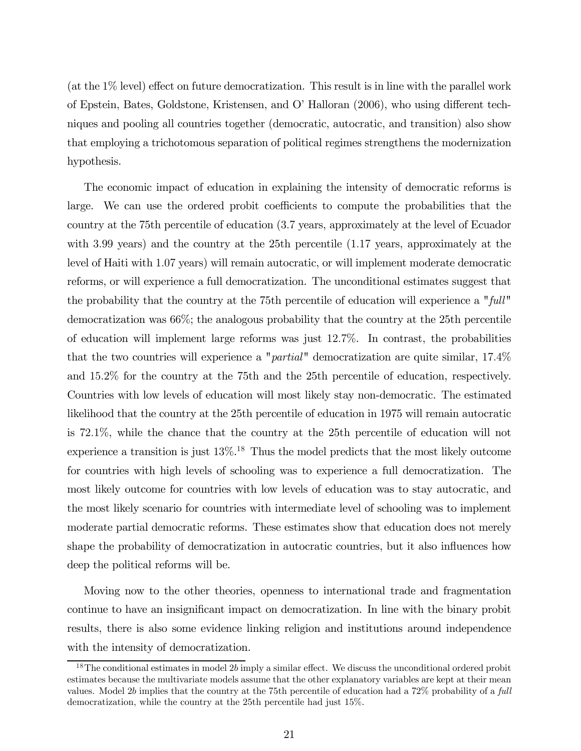(at the 1% level) effect on future democratization. This result is in line with the parallel work of Epstein, Bates, Goldstone, Kristensen, and O' Halloran (2006), who using different techniques and pooling all countries together (democratic, autocratic, and transition) also show that employing a trichotomous separation of political regimes strengthens the modernization hypothesis.

The economic impact of education in explaining the intensity of democratic reforms is large. We can use the ordered probit coefficients to compute the probabilities that the country at the 75th percentile of education (3.7 years, approximately at the level of Ecuador with 3.99 years) and the country at the 25th percentile (1.17 years, approximately at the level of Haiti with 1.07 years) will remain autocratic, or will implement moderate democratic reforms, or will experience a full democratization. The unconditional estimates suggest that the probability that the country at the 75th percentile of education will experience a "*full*" democratization was 66%; the analogous probability that the country at the 25th percentile of education will implement large reforms was just 12.7%. In contrast, the probabilities that the two countries will experience a "*partial*" democratization are quite similar, 17.4% and 15.2% for the country at the 75th and the 25th percentile of education, respectively. Countries with low levels of education will most likely stay non-democratic. The estimated likelihood that the country at the 25th percentile of education in 1975 will remain autocratic is 72.1%, while the chance that the country at the 25th percentile of education will not experience a transition is just 13%.[18] Thus the model predicts that the most likely outcome for countries with high levels of schooling was to experience a full democratization. The most likely outcome for countries with low levels of education was to stay autocratic, and the most likely scenario for countries with intermediate level of schooling was to implement moderate partial democratic reforms. These estimates show that education does not merely shape the probability of democratization in autocratic countries, but it also influences how deep the political reforms will be.

Moving now to the other theories, openness to international trade and fragmentation continue to have an insignificant impact on democratization. In line with the binary probit results, there is also some evidence linking religion and institutions around independence with the intensity of democratization.

[18] The conditional estimates in model 2*b* imply a similar effect. We discuss the unconditional ordered probit estimates because the multivariate models assume that the other explanatory variables are kept at their mean values. Model 2*b* implies that the country at the 75th percentile of education had a 72% probability of a *full* democratization, while the country at the 25th percentile had just 15%.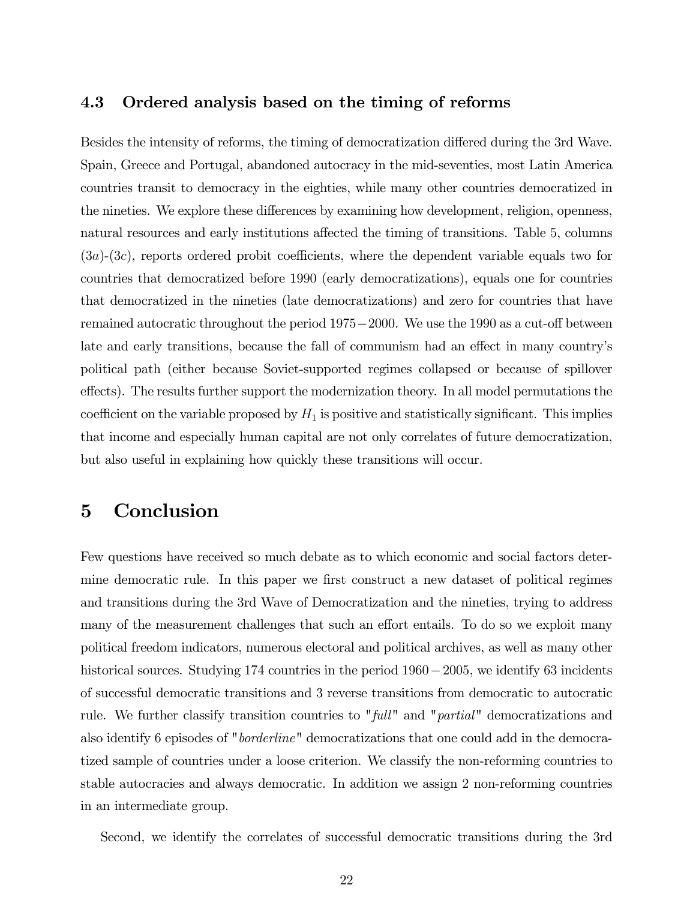### 4.3 Ordered analysis based on the timing of reforms

Besides the intensity of reforms, the timing of democratization differed during the 3rd Wave. Spain, Greece and Portugal, abandoned autocracy in the mid-seventies, most Latin America countries transit to democracy in the eighties, while many other countries democratized in the nineties. We explore these differences by examining how development, religion, openness, natural resources and early institutions affected the timing of transitions. Table 5, columns $(3a)$-$(3c)$, reports ordered probit coefficients, where the dependent variable equals two for countries that democratized before 1990 (early democratizations), equals one for countries that democratized in the nineties (late democratizations) and zero for countries that have remained autocratic throughout the period $1975-2000$. We use the 1990 as a cut-off between late and early transitions, because the fall of communism had an effect in many country's political path (either because Soviet-supported regimes collapsed or because of spillover effects). The results further support the modernization theory. In all model permutations the coefficient on the variable proposed by $H_1$ is positive and statistically significant. This implies that income and especially human capital are not only correlates of future democratization, but also useful in explaining how quickly these transitions will occur.

# 5 Conclusion

Few questions have received so much debate as to which economic and social factors determine democratic rule. In this paper we first construct a new dataset of political regimes and transitions during the 3rd Wave of Democratization and the nineties, trying to address many of the measurement challenges that such an effort entails. To do so we exploit many political freedom indicators, numerous electoral and political archives, as well as many other historical sources. Studying 174 countries in the period $1960-2005$, we identify 63 incidents of successful democratic transitions and 3 reverse transitions from democratic to autocratic rule. We further classify transition countries to "*full*" and "*partial*" democratizations and also identify 6 episodes of "*borderline*" democratizations that one could add in the democratized sample of countries under a loose criterion. We classify the non-reforming countries to stable autocracies and always democratic. In addition we assign 2 non-reforming countries in an intermediate group.

Second, we identify the correlates of successful democratic transitions during the 3rd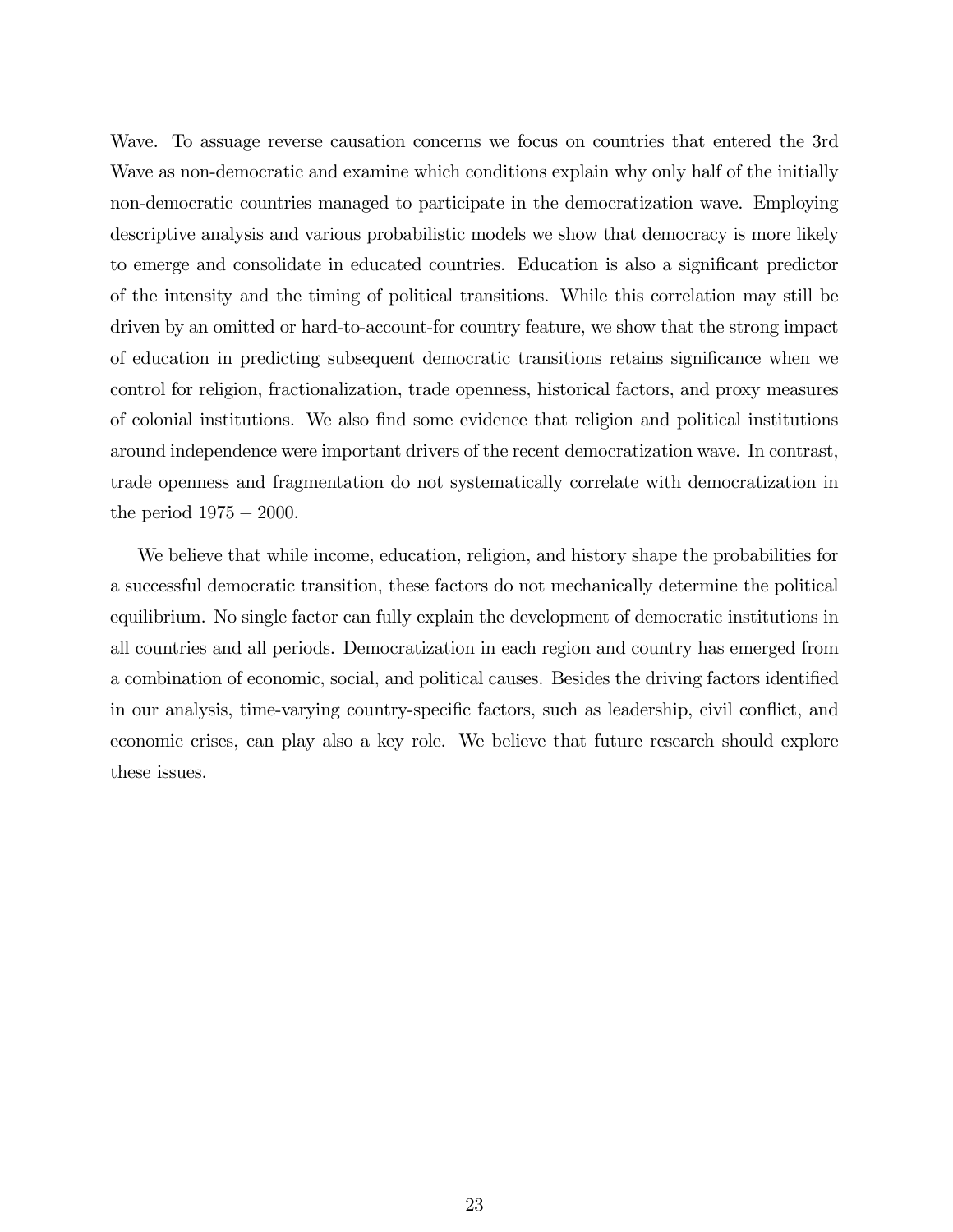Wave. To assuage reverse causation concerns we focus on countries that entered the 3rd Wave as non-democratic and examine which conditions explain why only half of the initially non-democratic countries managed to participate in the democratization wave. Employing descriptive analysis and various probabilistic models we show that democracy is more likely to emerge and consolidate in educated countries. Education is also a significant predictor of the intensity and the timing of political transitions. While this correlation may still be driven by an omitted or hard-to-account-for country feature, we show that the strong impact of education in predicting subsequent democratic transitions retains significance when we control for religion, fractionalization, trade openness, historical factors, and proxy measures of colonial institutions. We also find some evidence that religion and political institutions around independence were important drivers of the recent democratization wave. In contrast, trade openness and fragmentation do not systematically correlate with democratization in the period $1975-2000$.

We believe that while income, education, religion, and history shape the probabilities for a successful democratic transition, these factors do not mechanically determine the political equilibrium. No single factor can fully explain the development of democratic institutions in all countries and all periods. Democratization in each region and country has emerged from a combination of economic, social, and political causes. Besides the driving factors identified in our analysis, time-varying country-specific factors, such as leadership, civil conflict, and economic crises, can play also a key role. We believe that future research should explore these issues.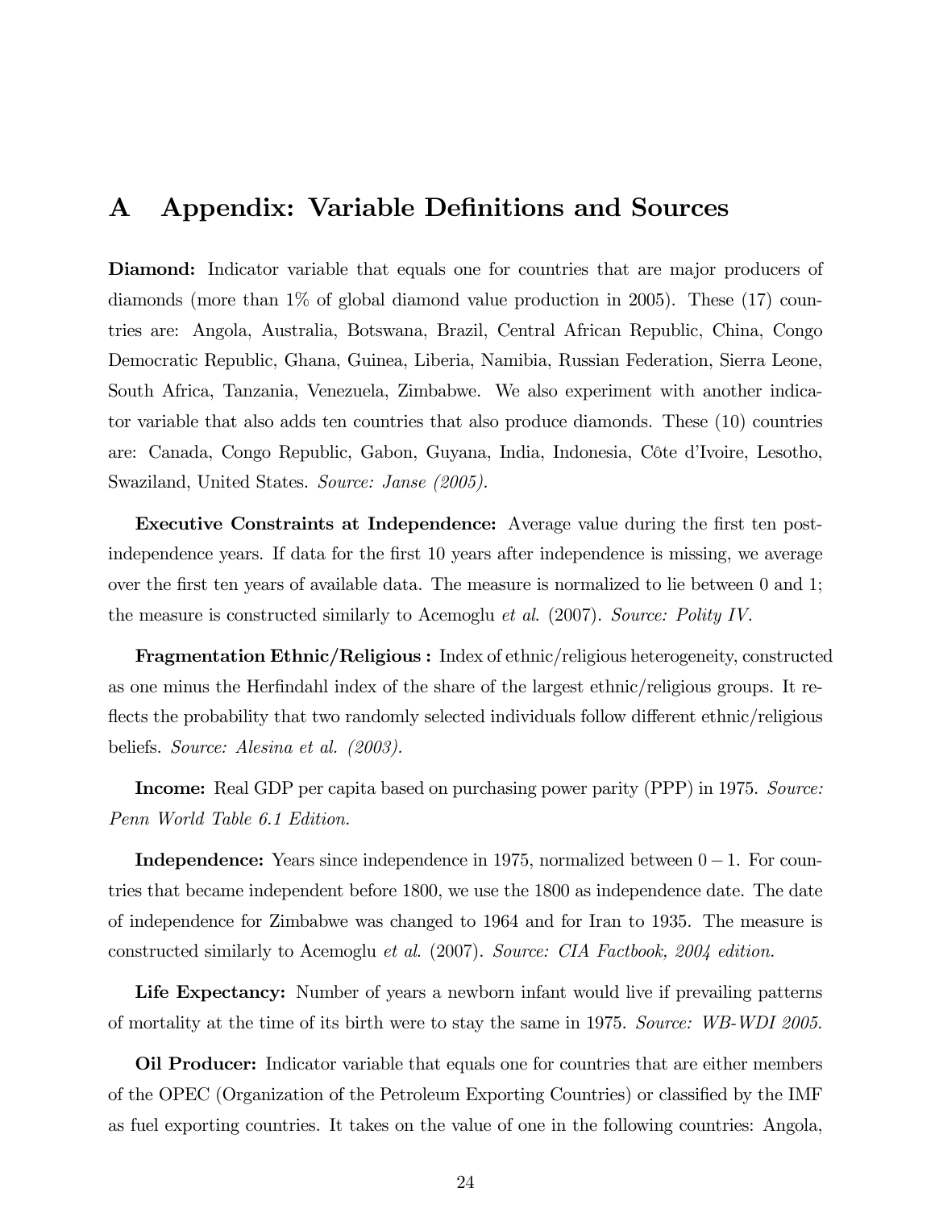# A Appendix: Variable Definitions and Sources

**Diamond:** Indicator variable that equals one for countries that are major producers of diamonds (more than 1% of global diamond value production in 2005). These (17) countries are: Angola, Australia, Botswana, Brazil, Central African Republic, China, Congo Democratic Republic, Ghana, Guinea, Liberia, Namibia, Russian Federation, Sierra Leone, South Africa, Tanzania, Venezuela, Zimbabwe. We also experiment with another indicator variable that also adds ten countries that also produce diamonds. These (10) countries are: Canada, Congo Republic, Gabon, Guyana, India, Indonesia, Côte d'Ivoire, Lesotho, Swaziland, United States. *Source: Janse (2005).*

**Executive Constraints at Independence:** Average value during the first ten post-independence years. If data for the first 10 years after independence is missing, we average over the first ten years of available data. The measure is normalized to lie between 0 and 1; the measure is constructed similarly to Acemoglu *et al.* (2007). *Source: Polity IV.*

**Fragmentation Ethnic/Religious :** Index of ethnic/religious heterogeneity, constructed as one minus the Herfindahl index of the share of the largest ethnic/religious groups. It reflects the probability that two randomly selected individuals follow different ethnic/religious beliefs. *Source: Alesina et al. (2003).*

**Income:** Real GDP per capita based on purchasing power parity (PPP) in 1975. *Source: Penn World Table 6.1 Edition.*

**Independence:** Years since independence in 1975, normalized between $0-1$. For countries that became independent before 1800, we use the 1800 as independence date. The date of independence for Zimbabwe was changed to 1964 and for Iran to 1935. The measure is constructed similarly to Acemoglu *et al.* (2007). *Source: CIA Factbook, 2004 edition.*

**Life Expectancy:** Number of years a newborn infant would live if prevailing patterns of mortality at the time of its birth were to stay the same in 1975. *Source: WB-WDI 2005.*

**Oil Producer:** Indicator variable that equals one for countries that are either members of the OPEC (Organization of the Petroleum Exporting Countries) or classified by the IMF as fuel exporting countries. It takes on the value of one in the following countries: Angola,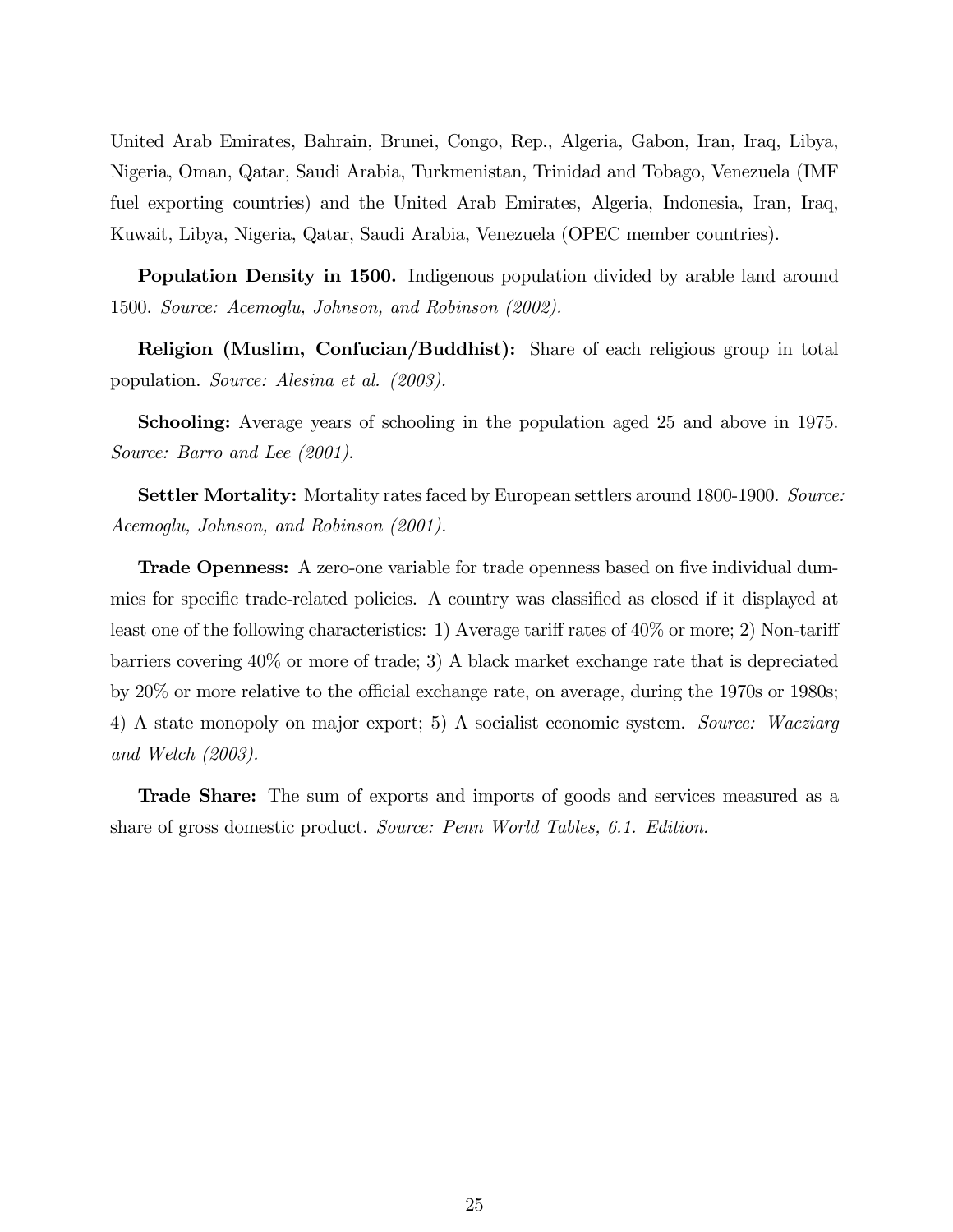United Arab Emirates, Bahrain, Brunei, Congo, Rep., Algeria, Gabon, Iran, Iraq, Libya, Nigeria, Oman, Qatar, Saudi Arabia, Turkmenistan, Trinidad and Tobago, Venezuela (IMF fuel exporting countries) and the United Arab Emirates, Algeria, Indonesia, Iran, Iraq, Kuwait, Libya, Nigeria, Qatar, Saudi Arabia, Venezuela (OPEC member countries).

**Population Density in 1500.** Indigenous population divided by arable land around 1500. *Source: Acemoglu, Johnson, and Robinson (2002).*

**Religion (Muslim, Confucian/Buddhist):** Share of each religious group in total population. *Source: Alesina et al. (2003).*

**Schooling:** Average years of schooling in the population aged 25 and above in 1975. *Source: Barro and Lee (2001).*

**Settler Mortality:** Mortality rates faced by European settlers around 1800-1900. *Source: Acemoglu, Johnson, and Robinson (2001).*

**Trade Openness:** A zero-one variable for trade openness based on five individual dummies for specific trade-related policies. A country was classified as closed if it displayed at least one of the following characteristics: 1) Average tariff rates of 40% or more; 2) Non-tariff barriers covering 40% or more of trade; 3) A black market exchange rate that is depreciated by 20% or more relative to the official exchange rate, on average, during the 1970s or 1980s; 4) A state monopoly on major export; 5) A socialist economic system. *Source: Wacziarg and Welch (2003).*

**Trade Share:** The sum of exports and imports of goods and services measured as a share of gross domestic product. *Source: Penn World Tables, 6.1. Edition.*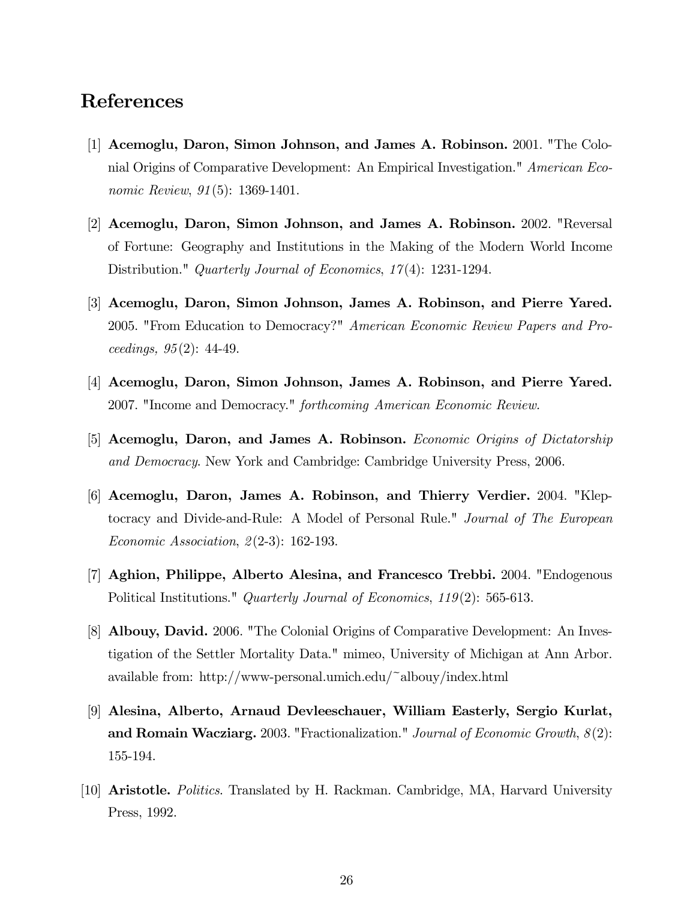# References

[1] **Acemoglu, Daron, Simon Johnson, and James A. Robinson.** 2001. "The Colonial Origins of Comparative Development: An Empirical Investigation." *American Economic Review*, *91*(5): 1369-1401.

[2] **Acemoglu, Daron, Simon Johnson, and James A. Robinson.** 2002. "Reversal of Fortune: Geography and Institutions in the Making of the Modern World Income Distribution." *Quarterly Journal of Economics*, *17*(4): 1231-1294.

[3] **Acemoglu, Daron, Simon Johnson, James A. Robinson, and Pierre Yared.** 2005. "From Education to Democracy?" *American Economic Review Papers and Proceedings, 95*(2): 44-49.

[4] **Acemoglu, Daron, Simon Johnson, James A. Robinson, and Pierre Yared.** 2007. "Income and Democracy." *forthcoming American Economic Review.*

[5] **Acemoglu, Daron, and James A. Robinson.** *Economic Origins of Dictatorship and Democracy*. New York and Cambridge: Cambridge University Press, 2006.

[6] **Acemoglu, Daron, James A. Robinson, and Thierry Verdier.** 2004. "Kleptocracy and Divide-and-Rule: A Model of Personal Rule." *Journal of The European Economic Association*, *2*(2-3): 162-193.

[7] **Aghion, Philippe, Alberto Alesina, and Francesco Trebbi.** 2004. "Endogenous Political Institutions." *Quarterly Journal of Economics*, *119*(2): 565-613.

[8] **Albouy, David.** 2006. "The Colonial Origins of Comparative Development: An Investigation of the Settler Mortality Data." mimeo, University of Michigan at Ann Arbor. available from: http://www-personal.umich.edu/~albouy/index.html

[9] **Alesina, Alberto, Arnaud Devleeschauer, William Easterly, Sergio Kurlat, and Romain Wacziarg.** 2003. "Fractionalization." *Journal of Economic Growth*, *8*(2): 155-194.

[10] **Aristotle.** *Politics*. Translated by H. Rackman. Cambridge, MA, Harvard University Press, 1992.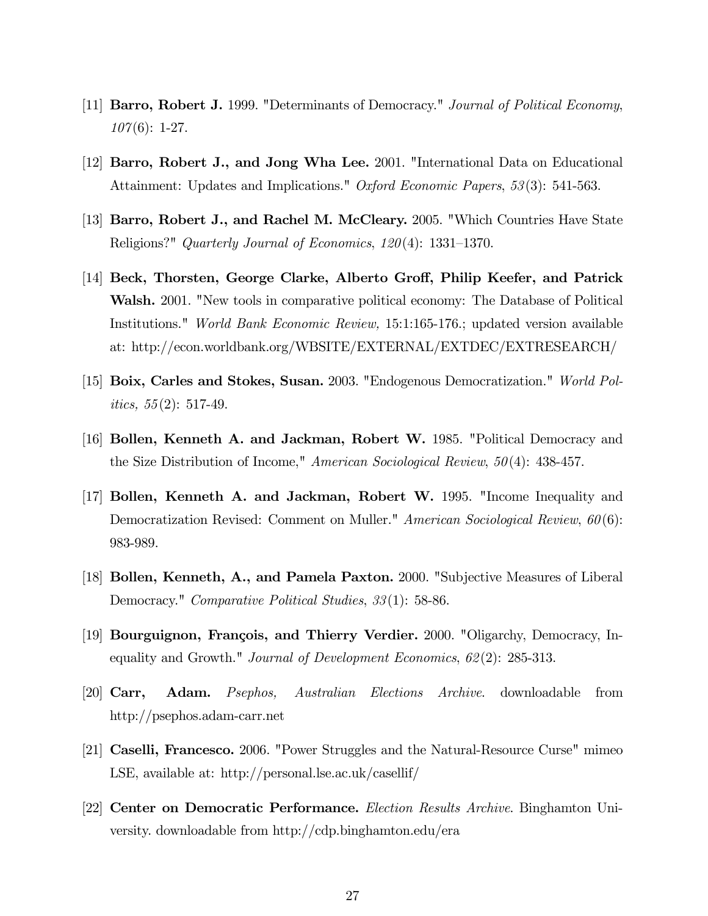[11] **Barro, Robert J.** 1999. "Determinants of Democracy." *Journal of Political Economy*, *107*(6): 1-27.

[12] **Barro, Robert J., and Jong Wha Lee.** 2001. "International Data on Educational Attainment: Updates and Implications." *Oxford Economic Papers*, *53*(3): 541-563.

[13] **Barro, Robert J., and Rachel M. McCleary.** 2005. "Which Countries Have State Religions?" *Quarterly Journal of Economics*, *120*(4): 1331–1370.

[14] **Beck, Thorsten, George Clarke, Alberto Groff, Philip Keefer, and Patrick Walsh.** 2001. "New tools in comparative political economy: The Database of Political Institutions." *World Bank Economic Review,* 15:1:165-176.; updated version available at: http://econ.worldbank.org/WBSITE/EXTERNAL/EXTDEC/EXTRESEARCH/

[15] **Boix, Carles and Stokes, Susan.** 2003. "Endogenous Democratization." *World Politics, 55*(2): 517-49.

[16] **Bollen, Kenneth A. and Jackman, Robert W.** 1985. "Political Democracy and the Size Distribution of Income," *American Sociological Review*, *50*(4): 438-457.

[17] **Bollen, Kenneth A. and Jackman, Robert W.** 1995. "Income Inequality and Democratization Revised: Comment on Muller." *American Sociological Review*, *60*(6): 983-989.

[18] **Bollen, Kenneth, A., and Pamela Paxton.** 2000. "Subjective Measures of Liberal Democracy." *Comparative Political Studies*, *33*(1): 58-86.

[19] **Bourguignon, François, and Thierry Verdier.** 2000. "Oligarchy, Democracy, Inequality and Growth." *Journal of Development Economics*, *62*(2): 285-313.

[20] **Carr, Adam.** *Psephos, Australian Elections Archive*. downloadable from http://psephos.adam-carr.net

[21] **Caselli, Francesco.** 2006. "Power Struggles and the Natural-Resource Curse" mimeo LSE, available at: http://personal.lse.ac.uk/casellif/

[22] **Center on Democratic Performance.** *Election Results Archive*. Binghamton University. downloadable from http://cdp.binghamton.edu/era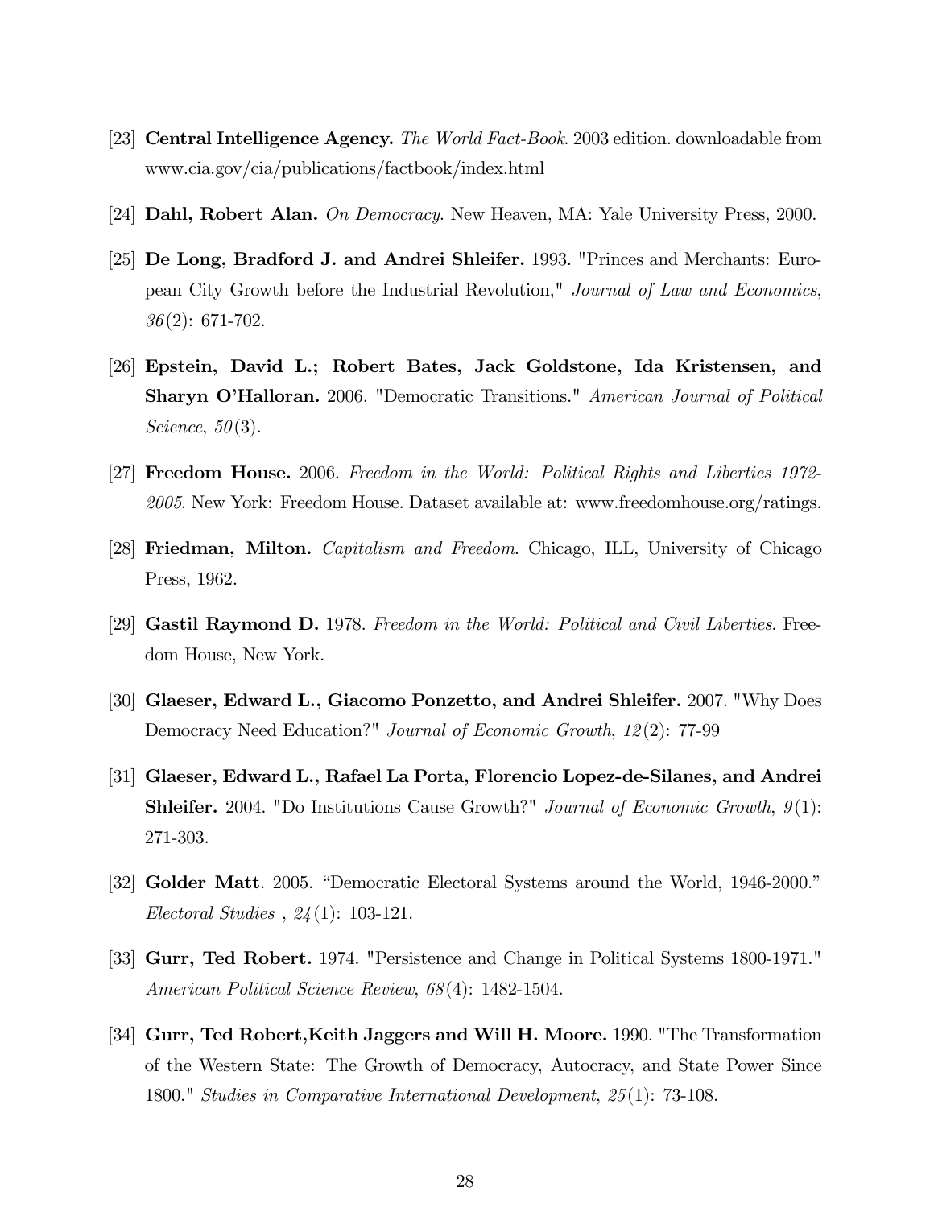[23] **Central Intelligence Agency.** *The World Fact-Book*. 2003 edition. downloadable from www.cia.gov/cia/publications/factbook/index.html

[24] **Dahl, Robert Alan.** *On Democracy*. New Heaven, MA: Yale University Press, 2000.

[25] **De Long, Bradford J. and Andrei Shleifer.** 1993. "Princes and Merchants: European City Growth before the Industrial Revolution," *Journal of Law and Economics*, *36*(2): 671-702.

[26] **Epstein, David L.; Robert Bates, Jack Goldstone, Ida Kristensen, and Sharyn O'Halloran.** 2006. "Democratic Transitions." *American Journal of Political Science*, *50*(3).

[27] **Freedom House.** 2006. *Freedom in the World: Political Rights and Liberties 1972-2005*. New York: Freedom House. Dataset available at: www.freedomhouse.org/ratings.

[28] **Friedman, Milton.** *Capitalism and Freedom*. Chicago, ILL, University of Chicago Press, 1962.

[29] **Gastil Raymond D.** 1978. *Freedom in the World: Political and Civil Liberties*. Freedom House, New York.

[30] **Glaeser, Edward L., Giacomo Ponzetto, and Andrei Shleifer.** 2007. "Why Does Democracy Need Education?" *Journal of Economic Growth*, *12*(2): 77-99

[31] **Glaeser, Edward L., Rafael La Porta, Florencio Lopez-de-Silanes, and Andrei Shleifer.** 2004. "Do Institutions Cause Growth?" *Journal of Economic Growth*, *9*(1): 271-303.

[32] **Golder Matt**. 2005. "Democratic Electoral Systems around the World, 1946-2000." *Electoral Studies* , *24*(1): 103-121.

[33] **Gurr, Ted Robert.** 1974. "Persistence and Change in Political Systems 1800-1971." *American Political Science Review*, *68*(4): 1482-1504.

[34] **Gurr, Ted Robert,Keith Jaggers and Will H. Moore.** 1990. "The Transformation of the Western State: The Growth of Democracy, Autocracy, and State Power Since 1800." *Studies in Comparative International Development*, *25*(1): 73-108.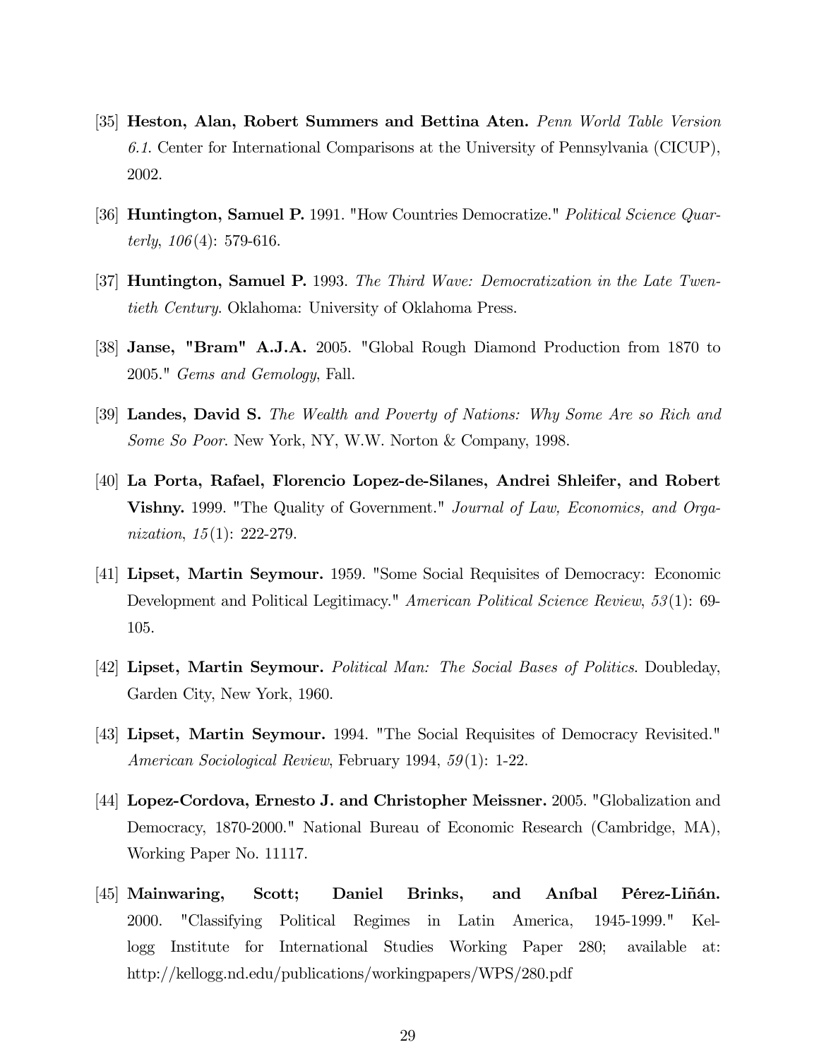[35] **Heston, Alan, Robert Summers and Bettina Aten.** *Penn World Table Version 6.1.* Center for International Comparisons at the University of Pennsylvania (CICUP), 2002.

[36] **Huntington, Samuel P.** 1991. "How Countries Democratize." *Political Science Quarterly*, *106*(4): 579-616.

[37] **Huntington, Samuel P.** 1993. *The Third Wave: Democratization in the Late Twentieth Century*. Oklahoma: University of Oklahoma Press.

[38] **Janse, "Bram" A.J.A.** 2005. "Global Rough Diamond Production from 1870 to 2005." *Gems and Gemology*, Fall.

[39] **Landes, David S.** *The Wealth and Poverty of Nations: Why Some Are so Rich and Some So Poor*. New York, NY, W.W. Norton & Company, 1998.

[40] **La Porta, Rafael, Florencio Lopez-de-Silanes, Andrei Shleifer, and Robert Vishny.** 1999. "The Quality of Government." *Journal of Law, Economics, and Organization*, *15*(1): 222-279.

[41] **Lipset, Martin Seymour.** 1959. "Some Social Requisites of Democracy: Economic Development and Political Legitimacy." *American Political Science Review*, *53*(1): 69-105.

[42] **Lipset, Martin Seymour.** *Political Man: The Social Bases of Politics*. Doubleday, Garden City, New York, 1960.

[43] **Lipset, Martin Seymour.** 1994. "The Social Requisites of Democracy Revisited." *American Sociological Review*, February 1994, *59*(1): 1-22.

[44] **Lopez-Cordova, Ernesto J. and Christopher Meissner.** 2005. "Globalization and Democracy, 1870-2000." National Bureau of Economic Research (Cambridge, MA), Working Paper No. 11117.

[45] **Mainwaring, Scott; Daniel Brinks, and Aníbal Pérez-Liñán.** 2000. "Classifying Political Regimes in Latin America, 1945-1999." Kellogg Institute for International Studies Working Paper 280; available at: http://kellogg.nd.edu/publications/workingpapers/WPS/280.pdf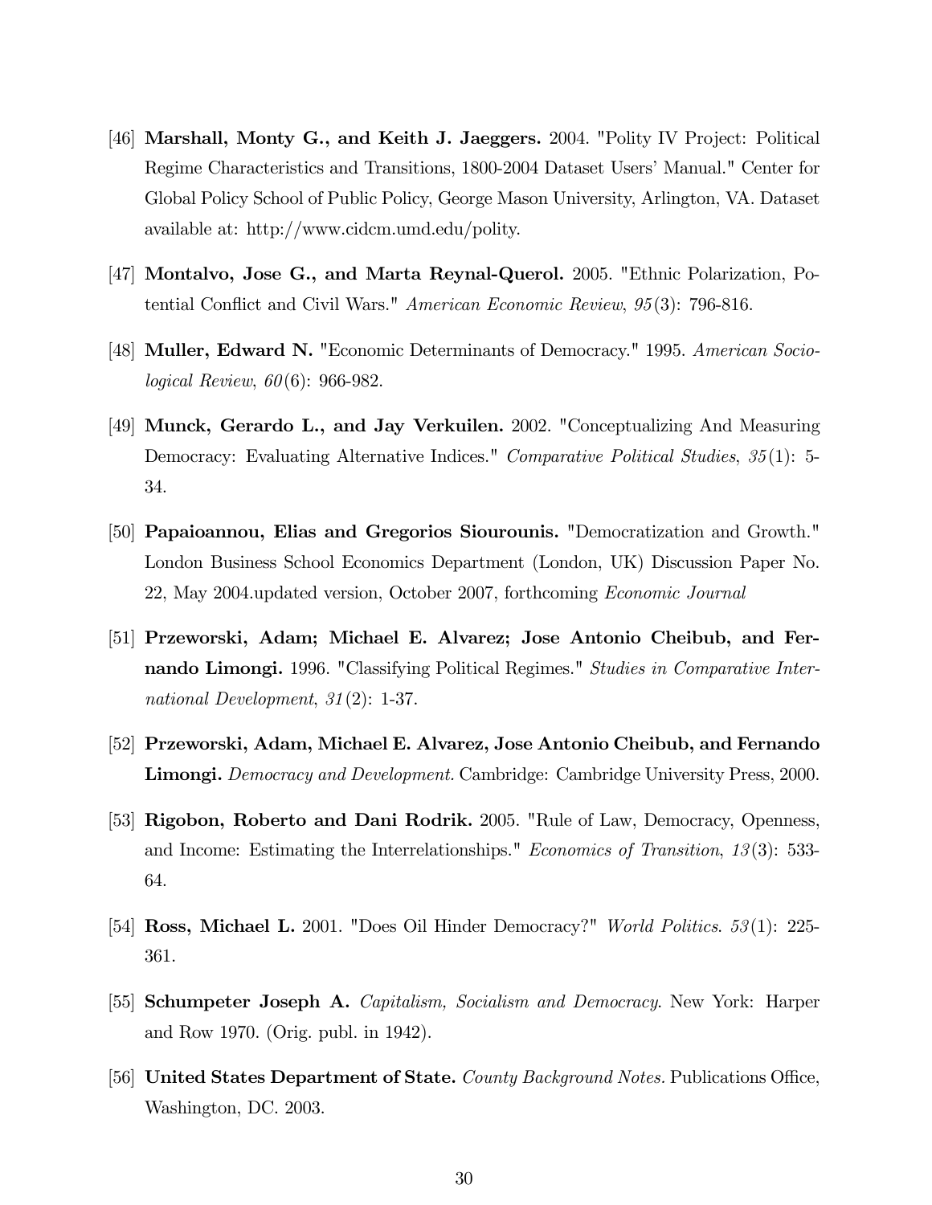[46] **Marshall, Monty G., and Keith J. Jaeggers.** 2004. "Polity IV Project: Political Regime Characteristics and Transitions, 1800-2004 Dataset Users' Manual." Center for Global Policy School of Public Policy, George Mason University, Arlington, VA. Dataset available at: http://www.cidcm.umd.edu/polity.

[47] **Montalvo, Jose G., and Marta Reynal-Querol.** 2005. "Ethnic Polarization, Potential Conflict and Civil Wars." *American Economic Review*, *95*(3): 796-816.

[48] **Muller, Edward N.** "Economic Determinants of Democracy." 1995. *American Sociological Review*, *60*(6): 966-982.

[49] **Munck, Gerardo L., and Jay Verkuilen.** 2002. "Conceptualizing And Measuring Democracy: Evaluating Alternative Indices." *Comparative Political Studies*, *35*(1): 5-34.

[50] **Papaioannou, Elias and Gregorios Siourounis.** "Democratization and Growth." London Business School Economics Department (London, UK) Discussion Paper No. 22, May 2004.updated version, October 2007, forthcoming *Economic Journal*

[51] **Przeworski, Adam; Michael E. Alvarez; Jose Antonio Cheibub, and Fernando Limongi.** 1996. "Classifying Political Regimes." *Studies in Comparative International Development*, *31*(2): 1-37.

[52] **Przeworski, Adam, Michael E. Alvarez, Jose Antonio Cheibub, and Fernando Limongi.** *Democracy and Development.* Cambridge: Cambridge University Press, 2000.

[53] **Rigobon, Roberto and Dani Rodrik.** 2005. "Rule of Law, Democracy, Openness, and Income: Estimating the Interrelationships." *Economics of Transition*, *13*(3): 533-64.

[54] **Ross, Michael L.** 2001. "Does Oil Hinder Democracy?" *World Politics*. *53*(1): 225-361.

[55] **Schumpeter Joseph A.** *Capitalism, Socialism and Democracy.* New York: Harper and Row 1970. (Orig. publ. in 1942).

[56] **United States Department of State.** *County Background Notes.* Publications Office, Washington, DC. 2003.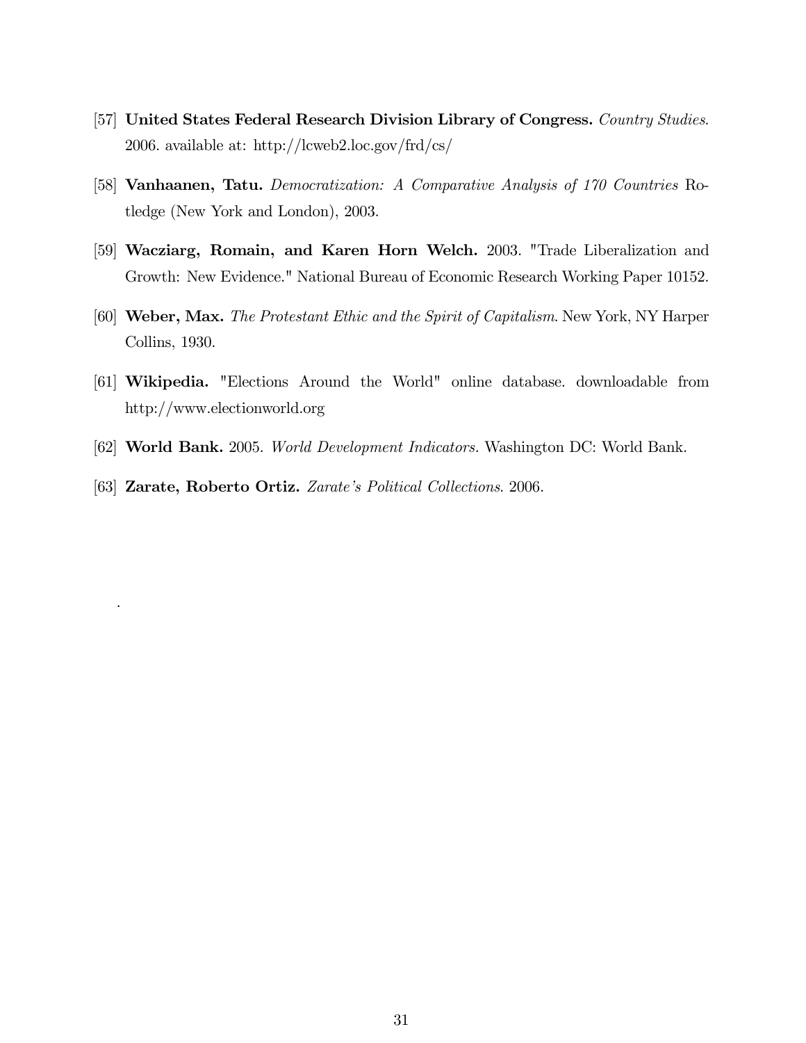[57] **United States Federal Research Division Library of Congress.** *Country Studies*. 2006. available at: http://lcweb2.loc.gov/frd/cs/

[58] **Vanhaanen, Tatu.** *Democratization: A Comparative Analysis of 170 Countries* Rotledge (New York and London), 2003.

[59] **Wacziarg, Romain, and Karen Horn Welch.** 2003. "Trade Liberalization and Growth: New Evidence." National Bureau of Economic Research Working Paper 10152.

[60] **Weber, Max.** *The Protestant Ethic and the Spirit of Capitalism*. New York, NY Harper Collins, 1930.

[61] **Wikipedia.** "Elections Around the World" online database. downloadable from http://www.electionworld.org

[62] **World Bank.** 2005. *World Development Indicators.* Washington DC: World Bank.

[63] **Zarate, Roberto Ortiz.** *Zarate's Political Collections*. 2006.

.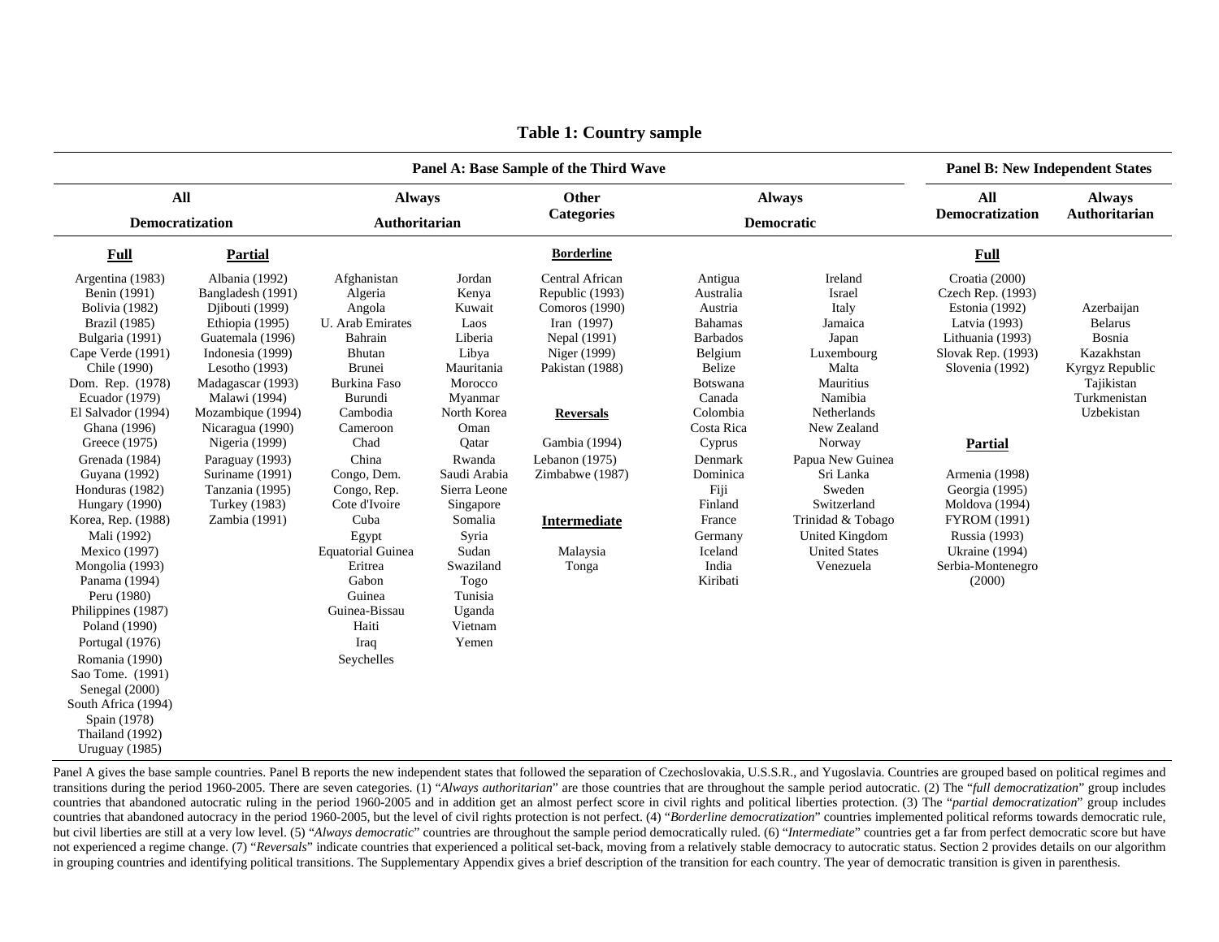# Table 1: Country sample

| Panel A: Base Sample of the Third Wave | | | | | | | Panel B: New Independent States | |
|---|---|---|---|---|---|---|---|---|
| All Democratization | | Always Authoritarian | | Other Categories | Always Democratic | | All Democratization | Always Authoritarian |
| **Full** | **Partial** | | | **Borderline** | | | **Full** | |
| Argentina (1983) | Albania (1992) | Afghanistan | Jordan | Central African Republic (1993) | Antigua | Ireland | Croatia (2000) | Azerbaijan |
| Benin (1991) | Bangladesh (1991) | Algeria | Kenya | Comoros (1990) | Australia | Israel | Czech Rep. (1993) | Belarus |
| Bolivia (1982) | Djibouti (1999) | Angola | Kuwait | Iran (1997) | Austria | Italy | Estonia (1992) | Bosnia |
| Brazil (1985) | Ethiopia (1995) | U. Arab Emirates | Laos | Nepal (1991) | Bahamas | Jamaica | Latvia (1993) | Kazakhstan |
| Bulgaria (1991) | Guatemala (1996) | Bahrain | Liberia | Niger (1999) | Barbados | Japan | Lithuania (1993) | Kyrgyz Republic |
| Cape Verde (1991) | Indonesia (1999) | Bhutan | Libya | Pakistan (1988) | Belgium | Luxembourg | Slovak Rep. (1993) | Tajikistan |
| Chile (1990) | Lesotho (1993) | Brunei | Mauritania | | Belize | Malta | Slovenia (1992) | Turkmenistan |
| Dom. Rep. (1978) | Madagascar (1993) | Burkina Faso | Morocco | | Botswana | Mauritius | | Uzbekistan |
| Ecuador (1979) | Malawi (1994) | Burundi | Myanmar | | Canada | Namibia | | |
| El Salvador (1994) | Mozambique (1994) | Cambodia | North Korea | **Reversals** | Colombia | Netherlands | | |
| Ghana (1996) | Nicaragua (1990) | Cameroon | Oman | | Costa Rica | New Zealand | | |
| Greece (1975) | Nigeria (1999) | Chad | Qatar | Gambia (1994) | Cyprus | Norway | **Partial** | |
| Grenada (1984) | Paraguay (1993) | China | Rwanda | Lebanon (1975) | Denmark | Papua New Guinea | | |
| Guyana (1992) | Suriname (1991) | Congo, Dem. | Saudi Arabia | Zimbabwe (1987) | Dominica | Sri Lanka | Armenia (1998) | |
| Honduras (1982) | Tanzania (1995) | Congo, Rep. | Sierra Leone | | Fiji | Sweden | Georgia (1995) | |
| Hungary (1990) | Turkey (1983) | Cote d'Ivoire | Singapore | | Finland | Switzerland | Moldova (1994) | |
| Korea, Rep. (1988) | Zambia (1991) | Cuba | Somalia | **Intermediate** | France | Trinidad & Tobago | FYROM (1991) | |
| Mali (1992) | | Egypt | Syria | | Germany | United Kingdom | Russia (1993) | |
| Mexico (1997) | | Equatorial Guinea | Sudan | Malaysia | Iceland | United States | Ukraine (1994) | |
| Mongolia (1993) | | Eritrea | Swaziland | Tonga | India | Venezuela | Serbia-Montenegro (2000) | |
| Panama (1994) | | Gabon | Togo | | Kiribati | | | |
| Peru (1980) | | Guinea | Tunisia | | | | | |
| Philippines (1987) | | Guinea-Bissau | Uganda | | | | | |
| Poland (1990) | | Haiti | Vietnam | | | | | |
| Portugal (1976) | | Iraq | Yemen | | | | | |
| Romania (1990) | | Seychelles | | | | | | |
| Sao Tome. (1991) | | | | | | | | |
| Senegal (2000) | | | | | | | | |
| South Africa (1994) | | | | | | | | |
| Spain (1978) | | | | | | | | |
| Thailand (1992) | | | | | | | | |
| Uruguay (1985) | | | | | | | | |

Panel A gives the base sample countries. Panel B reports the new independent states that followed the separation of Czechoslovakia, U.S.S.R., and Yugoslavia. Countries are grouped based on political regimes and transitions during the period 1960-2005. There are seven categories. (1) "*Always authoritarian*" are those countries that are throughout the sample period autocratic. (2) The "*full democratization*" group includes countries that abandoned autocratic ruling in the period 1960-2005 and in addition get an almost perfect score in civil rights and political liberties protection. (3) The "*partial democratization*" group includes countries that abandoned autocracy in the period 1960-2005, but the level of civil rights protection is not perfect. (4) "*Borderline democratization*" countries implemented political reforms towards democratic rule, but civil liberties are still at a very low level. (5) "*Always democratic*" countries are throughout the sample period democratically ruled. (6) "*Intermediate*" countries get a far from perfect democratic score but have not experienced a regime change. (7) "*Reversals*" indicate countries that experienced a political set-back, moving from a relatively stable democracy to autocratic status. Section 2 provides details on our algorithm in grouping countries and identifying political transitions. The Supplementary Appendix gives a brief description of the transition for each country. The year of democratic transition is given in parenthesis.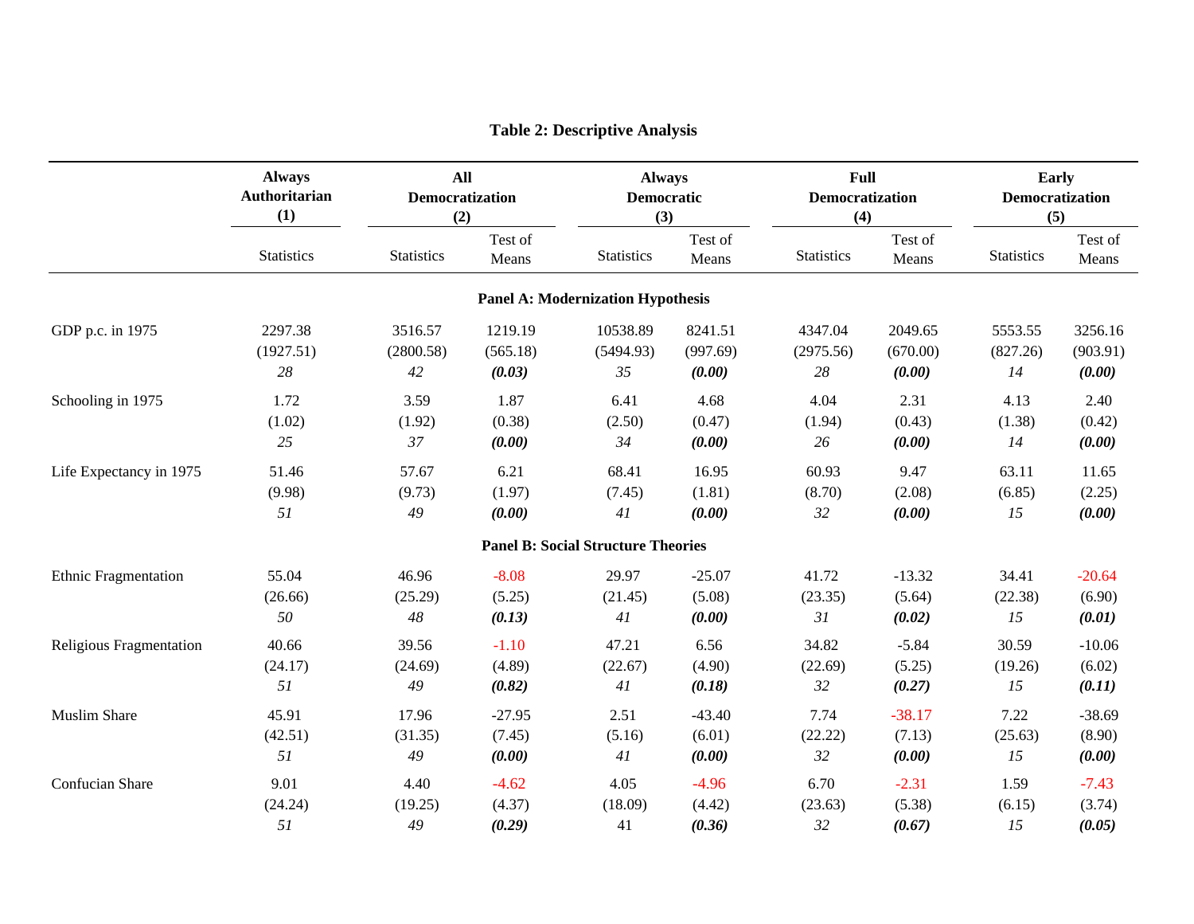**Table 2: Descriptive Analysis**

| | Always Authoritarian (1) | All Democratization (2) | | Always Democratic (3) | | Full Democratization (4) | | Early Democratization (5) | |
|---|---|---|---|---|---|---|---|---|---|
| | Statistics | Statistics | Test of Means | Statistics | Test of Means | Statistics | Test of Means | Statistics | Test of Means |
| **Panel A: Modernization Hypothesis** | | | | | | | | | |
| GDP p.c. in 1975 | 2297.38 | 3516.57 | 1219.19 | 10538.89 | 8241.51 | 4347.04 | 2049.65 | 5553.55 | 3256.16 |
| | (1927.51) | (2800.58) | (565.18) | (5494.93) | (997.69) | (2975.56) | (670.00) | (827.26) | (903.91) |
| | *28* | *42* | ***(0.03)*** | *35* | ***(0.00)*** | *28* | ***(0.00)*** | *14* | ***(0.00)*** |
| Schooling in 1975 | 1.72 | 3.59 | 1.87 | 6.41 | 4.68 | 4.04 | 2.31 | 4.13 | 2.40 |
| | (1.02) | (1.92) | (0.38) | (2.50) | (0.47) | (1.94) | (0.43) | (1.38) | (0.42) |
| | *25* | *37* | ***(0.00)*** | *34* | ***(0.00)*** | *26* | ***(0.00)*** | *14* | ***(0.00)*** |
| Life Expectancy in 1975 | 51.46 | 57.67 | 6.21 | 68.41 | 16.95 | 60.93 | 9.47 | 63.11 | 11.65 |
| | (9.98) | (9.73) | (1.97) | (7.45) | (1.81) | (8.70) | (2.08) | (6.85) | (2.25) |
| | *51* | *49* | ***(0.00)*** | *41* | ***(0.00)*** | *32* | ***(0.00)*** | *15* | ***(0.00)*** |
| **Panel B: Social Structure Theories** | | | | | | | | | |
| Ethnic Fragmentation | 55.04 | 46.96 | -8.08 | 29.97 | -25.07 | 41.72 | -13.32 | 34.41 | -20.64 |
| | (26.66) | (25.29) | (5.25) | (21.45) | (5.08) | (23.35) | (5.64) | (22.38) | (6.90) |
| | *50* | *48* | ***(0.13)*** | *41* | ***(0.00)*** | *31* | ***(0.02)*** | *15* | ***(0.01)*** |
| Religious Fragmentation | 40.66 | 39.56 | -1.10 | 47.21 | 6.56 | 34.82 | -5.84 | 30.59 | -10.06 |
| | (24.17) | (24.69) | (4.89) | (22.67) | (4.90) | (22.69) | (5.25) | (19.26) | (6.02) |
| | *51* | *49* | ***(0.82)*** | *41* | ***(0.18)*** | *32* | ***(0.27)*** | *15* | ***(0.11)*** |
| Muslim Share | 45.91 | 17.96 | -27.95 | 2.51 | -43.40 | 7.74 | -38.17 | 7.22 | -38.69 |
| | (42.51) | (31.35) | (7.45) | (5.16) | (6.01) | (22.22) | (7.13) | (25.63) | (8.90) |
| | *51* | *49* | ***(0.00)*** | *41* | ***(0.00)*** | *32* | ***(0.00)*** | *15* | ***(0.00)*** |
| Confucian Share | 9.01 | 4.40 | -4.62 | 4.05 | -4.96 | 6.70 | -2.31 | 1.59 | -7.43 |
| | (24.24) | (19.25) | (4.37) | (18.09) | (4.42) | (23.63) | (5.38) | (6.15) | (3.74) |
| | *51* | *49* | ***(0.29)*** | 41 | ***(0.36)*** | *32* | ***(0.67)*** | *15* | ***(0.05)*** |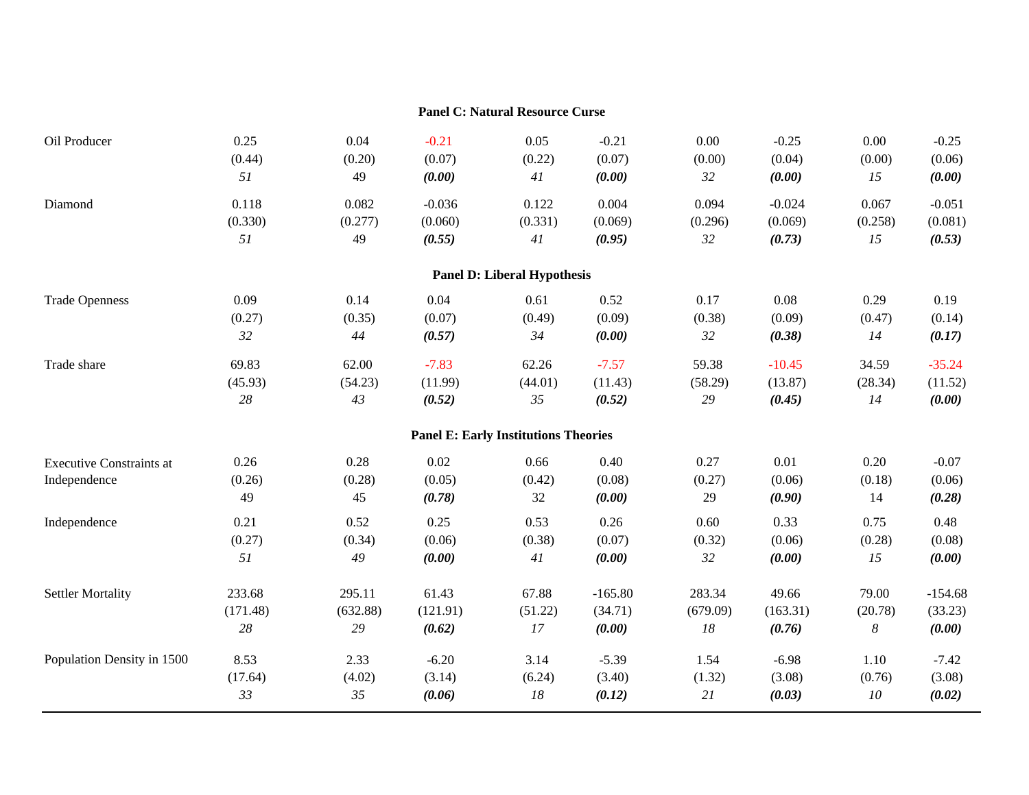| | | | | | | | | | |
|---|---|---|---|---|---|---|---|---|---|
| **Panel C: Natural Resource Curse** | | | | | | | | | |
| Oil Producer | 0.25 | 0.04 | -0.21 | 0.05 | -0.21 | 0.00 | -0.25 | 0.00 | -0.25 |
| | (0.44) | (0.20) | (0.07) | (0.22) | (0.07) | (0.00) | (0.04) | (0.00) | (0.06) |
| | *51* | 49 | ***(0.00)*** | *41* | ***(0.00)*** | *32* | ***(0.00)*** | *15* | ***(0.00)*** |
| Diamond | 0.118 | 0.082 | -0.036 | 0.122 | 0.004 | 0.094 | -0.024 | 0.067 | -0.051 |
| | (0.330) | (0.277) | (0.060) | (0.331) | (0.069) | (0.296) | (0.069) | (0.258) | (0.081) |
| | *51* | 49 | ***(0.55)*** | *41* | ***(0.95)*** | *32* | ***(0.73)*** | *15* | ***(0.53)*** |
| **Panel D: Liberal Hypothesis** | | | | | | | | | |
| Trade Openness | 0.09 | 0.14 | 0.04 | 0.61 | 0.52 | 0.17 | 0.08 | 0.29 | 0.19 |
| | (0.27) | (0.35) | (0.07) | (0.49) | (0.09) | (0.38) | (0.09) | (0.47) | (0.14) |
| | *32* | *44* | ***(0.57)*** | *34* | ***(0.00)*** | *32* | ***(0.38)*** | *14* | ***(0.17)*** |
| Trade share | 69.83 | 62.00 | -7.83 | 62.26 | -7.57 | 59.38 | -10.45 | 34.59 | -35.24 |
| | (45.93) | (54.23) | (11.99) | (44.01) | (11.43) | (58.29) | (13.87) | (28.34) | (11.52) |
| | *28* | *43* | ***(0.52)*** | *35* | ***(0.52)*** | *29* | ***(0.45)*** | *14* | ***(0.00)*** |
| **Panel E: Early Institutions Theories** | | | | | | | | | |
| Executive Constraints at Independence | 0.26 | 0.28 | 0.02 | 0.66 | 0.40 | 0.27 | 0.01 | 0.20 | -0.07 |
| | (0.26) | (0.28) | (0.05) | (0.42) | (0.08) | (0.27) | (0.06) | (0.18) | (0.06) |
| | 49 | 45 | ***(0.78)*** | 32 | ***(0.00)*** | 29 | ***(0.90)*** | 14 | ***(0.28)*** |
| Independence | 0.21 | 0.52 | 0.25 | 0.53 | 0.26 | 0.60 | 0.33 | 0.75 | 0.48 |
| | (0.27) | (0.34) | (0.06) | (0.38) | (0.07) | (0.32) | (0.06) | (0.28) | (0.08) |
| | *51* | *49* | ***(0.00)*** | *41* | ***(0.00)*** | *32* | ***(0.00)*** | *15* | ***(0.00)*** |
| Settler Mortality | 233.68 | 295.11 | 61.43 | 67.88 | -165.80 | 283.34 | 49.66 | 79.00 | -154.68 |
| | (171.48) | (632.88) | (121.91) | (51.22) | (34.71) | (679.09) | (163.31) | (20.78) | (33.23) |
| | *28* | *29* | ***(0.62)*** | *17* | ***(0.00)*** | *18* | ***(0.76)*** | *8* | ***(0.00)*** |
| Population Density in 1500 | 8.53 | 2.33 | -6.20 | 3.14 | -5.39 | 1.54 | -6.98 | 1.10 | -7.42 |
| | (17.64) | (4.02) | (3.14) | (6.24) | (3.40) | (1.32) | (3.08) | (0.76) | (3.08) |
| | *33* | *35* | ***(0.06)*** | *18* | ***(0.12)*** | *21* | ***(0.03)*** | *10* | ***(0.02)*** |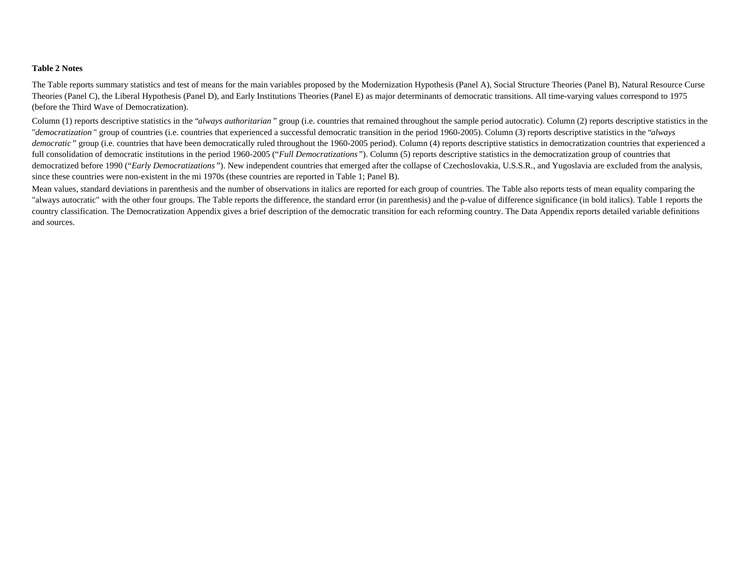**Table 2 Notes**

The Table reports summary statistics and test of means for the main variables proposed by the Modernization Hypothesis (Panel A), Social Structure Theories (Panel B), Natural Resource Curse Theories (Panel C), the Liberal Hypothesis (Panel D), and Early Institutions Theories (Panel E) as major determinants of democratic transitions. All time-varying values correspond to 1975 (before the Third Wave of Democratization).

Column (1) reports descriptive statistics in the "*always authoritarian* " group (i.e. countries that remained throughout the sample period autocratic). Column (2) reports descriptive statistics in the "*democratization* " group of countries (i.e. countries that experienced a successful democratic transition in the period 1960-2005). Column (3) reports descriptive statistics in the "*always democratic* " group (i.e. countries that have been democratically ruled throughout the 1960-2005 period). Column (4) reports descriptive statistics in democratization countries that experienced a full consolidation of democratic institutions in the period 1960-2005 ("*Full Democratizations* "). Column (5) reports descriptive statistics in the democratization group of countries that democratized before 1990 ("*Early Democratizations* "). New independent countries that emerged after the collapse of Czechoslovakia, U.S.S.R., and Yugoslavia are excluded from the analysis, since these countries were non-existent in the mi 1970s (these countries are reported in Table 1; Panel B).

Mean values, standard deviations in parenthesis and the number of observations in italics are reported for each group of countries. The Table also reports tests of mean equality comparing the "always autocratic" with the other four groups. The Table reports the difference, the standard error (in parenthesis) and the p-value of difference significance (in bold italics). Table 1 reports the country classification. The Democratization Appendix gives a brief description of the democratic transition for each reforming country. The Data Appendix reports detailed variable definitions and sources.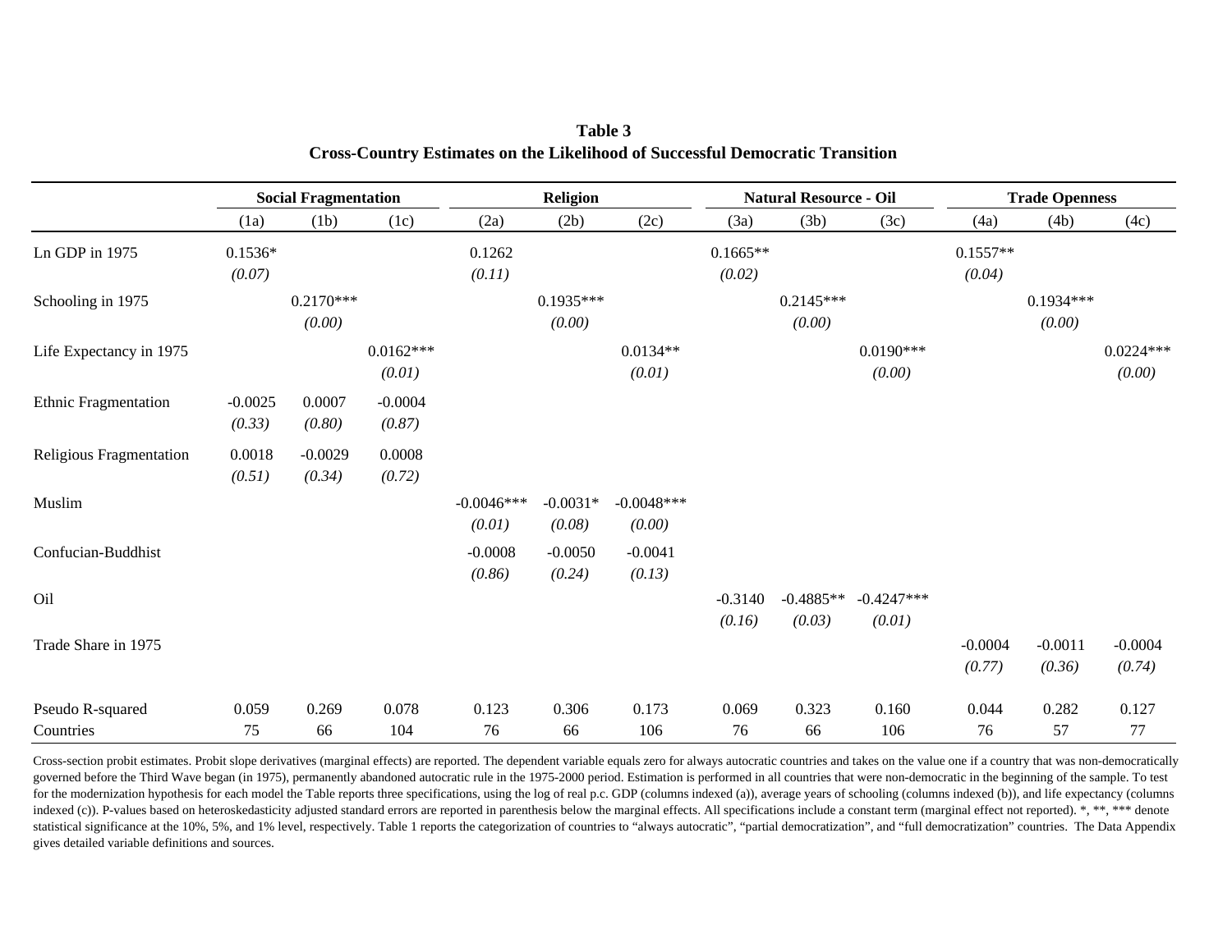**Table 3**
**Cross-Country Estimates on the Likelihood of Successful Democratic Transition**

| | Social Fragmentation | | | Religion | | | Natural Resource - Oil | | | Trade Openness | | |
|---|---|---|---|---|---|---|---|---|---|---|---|---|
| | (1a) | (1b) | (1c) | (2a) | (2b) | (2c) | (3a) | (3b) | (3c) | (4a) | (4b) | (4c) |
| Ln GDP in 1975 | 0.1536* | | | 0.1262 | | | 0.1665** | | | 0.1557** | | |
| | *(0.07)* | | | *(0.11)* | | | *(0.02)* | | | *(0.04)* | | |
| Schooling in 1975 | | 0.2170*** | | | 0.1935*** | | | 0.2145*** | | | 0.1934*** | |
| | | *(0.00)* | | | *(0.00)* | | | *(0.00)* | | | *(0.00)* | |
| Life Expectancy in 1975 | | | 0.0162*** | | | 0.0134** | | | 0.0190*** | | | 0.0224*** |
| | | | *(0.01)* | | | *(0.01)* | | | *(0.00)* | | | *(0.00)* |
| Ethnic Fragmentation | -0.0025 | 0.0007 | -0.0004 | | | | | | | | | |
| | *(0.33)* | *(0.80)* | *(0.87)* | | | | | | | | | |
| Religious Fragmentation | 0.0018 | -0.0029 | 0.0008 | | | | | | | | | |
| | *(0.51)* | *(0.34)* | *(0.72)* | | | | | | | | | |
| Muslim | | | | -0.0046*** | -0.0031* | -0.0048*** | | | | | | |
| | | | | *(0.01)* | *(0.08)* | *(0.00)* | | | | | | |
| Confucian-Buddhist | | | | -0.0008 | -0.0050 | -0.0041 | | | | | | |
| | | | | *(0.86)* | *(0.24)* | *(0.13)* | | | | | | |
| Oil | | | | | | | -0.3140 | -0.4885** | -0.4247*** | | | |
| | | | | | | | *(0.16)* | *(0.03)* | *(0.01)* | | | |
| Trade Share in 1975 | | | | | | | | | | -0.0004 | -0.0011 | -0.0004 |
| | | | | | | | | | | *(0.77)* | *(0.36)* | *(0.74)* |
| Pseudo R-squared | 0.059 | 0.269 | 0.078 | 0.123 | 0.306 | 0.173 | 0.069 | 0.323 | 0.160 | 0.044 | 0.282 | 0.127 |
| Countries | 75 | 66 | 104 | 76 | 66 | 106 | 76 | 66 | 106 | 76 | 57 | 77 |

Cross-section probit estimates. Probit slope derivatives (marginal effects) are reported. The dependent variable equals zero for always autocratic countries and takes on the value one if a country that was non-democratically governed before the Third Wave began (in 1975), permanently abandoned autocratic rule in the 1975-2000 period. Estimation is performed in all countries that were non-democratic in the beginning of the sample. To test for the modernization hypothesis for each model the Table reports three specifications, using the log of real p.c. GDP (columns indexed (a)), average years of schooling (columns indexed (b)), and life expectancy (columns indexed (c)). P-values based on heteroskedasticity adjusted standard errors are reported in parenthesis below the marginal effects. All specifications include a constant term (marginal effect not reported). *, **, *** denote statistical significance at the 10%, 5%, and 1% level, respectively. Table 1 reports the categorization of countries to "always autocratic", "partial democratization", and "full democratization" countries. The Data Appendix gives detailed variable definitions and sources.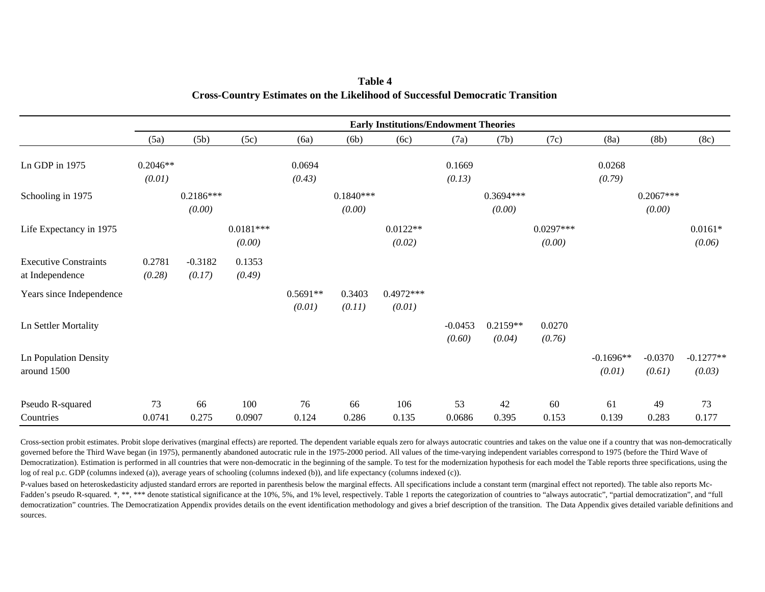**Table 4**
**Cross-Country Estimates on the Likelihood of Successful Democratic Transition**

| | Early Institutions/Endowment Theories | | | | | | | | | | | |
|---|---|---|---|---|---|---|---|---|---|---|---|---|
| | (5a) | (5b) | (5c) | (6a) | (6b) | (6c) | (7a) | (7b) | (7c) | (8a) | (8b) | (8c) |
| Ln GDP in 1975 | 0.2046** | | | 0.0694 | | | 0.1669 | | | 0.0268 | | |
| | *(0.01)* | | | *(0.43)* | | | *(0.13)* | | | *(0.79)* | | |
| Schooling in 1975 | | 0.2186*** | | | 0.1840*** | | | 0.3694*** | | | 0.2067*** | |
| | | *(0.00)* | | | *(0.00)* | | | *(0.00)* | | | *(0.00)* | |
| Life Expectancy in 1975 | | | 0.0181*** | | | 0.0122** | | | 0.0297*** | | | 0.0161* |
| | | | *(0.00)* | | | *(0.02)* | | | *(0.00)* | | | *(0.06)* |
| Executive Constraints at Independence | 0.2781 | -0.3182 | 0.1353 | | | | | | | | | |
| | *(0.28)* | *(0.17)* | *(0.49)* | | | | | | | | | |
| Years since Independence | | | | 0.5691** | 0.3403 | 0.4972*** | | | | | | |
| | | | | *(0.01)* | *(0.11)* | *(0.01)* | | | | | | |
| Ln Settler Mortality | | | | | | | -0.0453 | 0.2159** | 0.0270 | | | |
| | | | | | | | *(0.60)* | *(0.04)* | *(0.76)* | | | |
| Ln Population Density around 1500 | | | | | | | | | | -0.1696** | -0.0370 | -0.1277** |
| | | | | | | | | | | *(0.01)* | *(0.61)* | *(0.03)* |
| Pseudo R-squared | 73 | 66 | 100 | 76 | 66 | 106 | 53 | 42 | 60 | 61 | 49 | 73 |
| Countries | 0.0741 | 0.275 | 0.0907 | 0.124 | 0.286 | 0.135 | 0.0686 | 0.395 | 0.153 | 0.139 | 0.283 | 0.177 |

Cross-section probit estimates. Probit slope derivatives (marginal effects) are reported. The dependent variable equals zero for always autocratic countries and takes on the value one if a country that was non-democratically governed before the Third Wave began (in 1975), permanently abandoned autocratic rule in the 1975-2000 period. All values of the time-varying independent variables correspond to 1975 (before the Third Wave of Democratization). Estimation is performed in all countries that were non-democratic in the beginning of the sample. To test for the modernization hypothesis for each model the Table reports three specifications, using the log of real p.c. GDP (columns indexed (a)), average years of schooling (columns indexed (b)), and life expectancy (columns indexed (c)).

P-values based on heteroskedasticity adjusted standard errors are reported in parenthesis below the marginal effects. All specifications include a constant term (marginal effect not reported). The table also reports Mc-Fadden's pseudo R-squared. *, **, *** denote statistical significance at the 10%, 5%, and 1% level, respectively. Table 1 reports the categorization of countries to "always autocratic", "partial democratization", and "full democratization" countries. The Democratization Appendix provides details on the event identification methodology and gives a brief description of the transition. The Data Appendix gives detailed variable definitions and sources.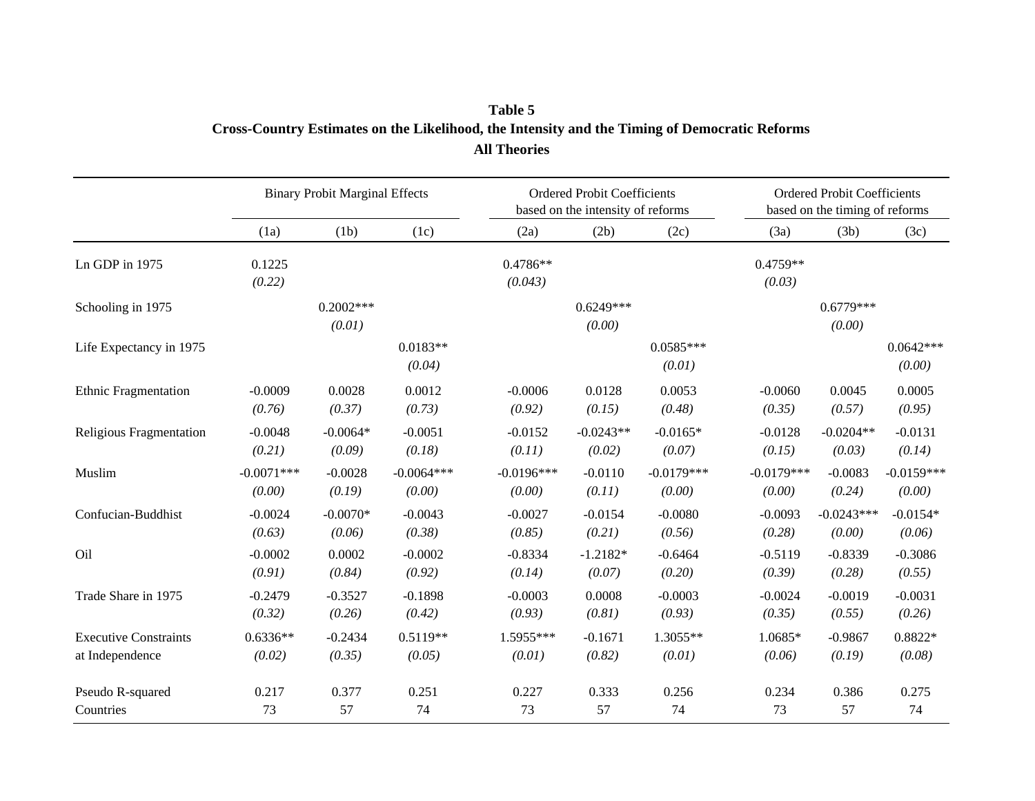**Table 5**
**Cross-Country Estimates on the Likelihood, the Intensity and the Timing of Democratic Reforms**
**All Theories**

| | Binary Probit Marginal Effects | | | Ordered Probit Coefficients based on the intensity of reforms | | | Ordered Probit Coefficients based on the timing of reforms | | |
|---|---|---|---|---|---|---|---|---|---|
| | (1a) | (1b) | (1c) | (2a) | (2b) | (2c) | (3a) | (3b) | (3c) |
| Ln GDP in 1975 | 0.1225 | | | 0.4786** | | | 0.4759** | | |
| | *(0.22)* | | | *(0.043)* | | | *(0.03)* | | |
| Schooling in 1975 | | 0.2002*** | | | 0.6249*** | | | 0.6779*** | |
| | | *(0.01)* | | | *(0.00)* | | | *(0.00)* | |
| Life Expectancy in 1975 | | | 0.0183** | | | 0.0585*** | | | 0.0642*** |
| | | | *(0.04)* | | | *(0.01)* | | | *(0.00)* |
| Ethnic Fragmentation | -0.0009 | 0.0028 | 0.0012 | -0.0006 | 0.0128 | 0.0053 | -0.0060 | 0.0045 | 0.0005 |
| | *(0.76)* | *(0.37)* | *(0.73)* | *(0.92)* | *(0.15)* | *(0.48)* | *(0.35)* | *(0.57)* | *(0.95)* |
| Religious Fragmentation | -0.0048 | -0.0064* | -0.0051 | -0.0152 | -0.0243** | -0.0165* | -0.0128 | -0.0204** | -0.0131 |
| | *(0.21)* | *(0.09)* | *(0.18)* | *(0.11)* | *(0.02)* | *(0.07)* | *(0.15)* | *(0.03)* | *(0.14)* |
| Muslim | -0.0071*** | -0.0028 | -0.0064*** | -0.0196*** | -0.0110 | -0.0179*** | -0.0179*** | -0.0083 | -0.0159*** |
| | *(0.00)* | *(0.19)* | *(0.00)* | *(0.00)* | *(0.11)* | *(0.00)* | *(0.00)* | *(0.24)* | *(0.00)* |
| Confucian-Buddhist | -0.0024 | -0.0070* | -0.0043 | -0.0027 | -0.0154 | -0.0080 | -0.0093 | -0.0243*** | -0.0154* |
| | *(0.63)* | *(0.06)* | *(0.38)* | *(0.85)* | *(0.21)* | *(0.56)* | *(0.28)* | *(0.00)* | *(0.06)* |
| Oil | -0.0002 | 0.0002 | -0.0002 | -0.8334 | -1.2182* | -0.6464 | -0.5119 | -0.8339 | -0.3086 |
| | *(0.91)* | *(0.84)* | *(0.92)* | *(0.14)* | *(0.07)* | *(0.20)* | *(0.39)* | *(0.28)* | *(0.55)* |
| Trade Share in 1975 | -0.2479 | -0.3527 | -0.1898 | -0.0003 | 0.0008 | -0.0003 | -0.0024 | -0.0019 | -0.0031 |
| | *(0.32)* | *(0.26)* | *(0.42)* | *(0.93)* | *(0.81)* | *(0.93)* | *(0.35)* | *(0.55)* | *(0.26)* |
| Executive Constraints at Independence | 0.6336** | -0.2434 | 0.5119** | 1.5955*** | -0.1671 | 1.3055** | 1.0685* | -0.9867 | 0.8822* |
| | *(0.02)* | *(0.35)* | *(0.05)* | *(0.01)* | *(0.82)* | *(0.01)* | *(0.06)* | *(0.19)* | *(0.08)* |
| Pseudo R-squared | 0.217 | 0.377 | 0.251 | 0.227 | 0.333 | 0.256 | 0.234 | 0.386 | 0.275 |
| Countries | 73 | 57 | 74 | 73 | 57 | 74 | 73 | 57 | 74 |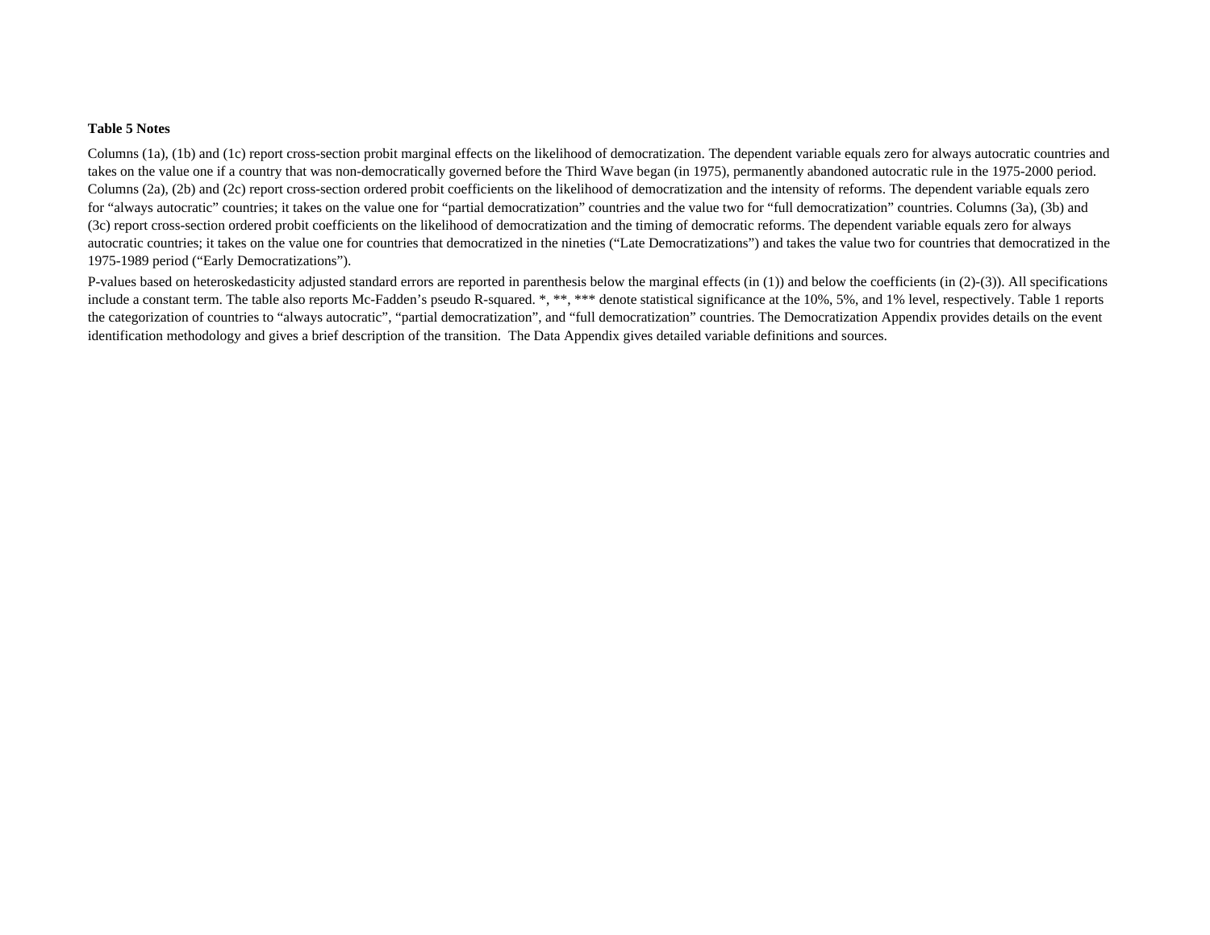**Table 5 Notes**

Columns (1a), (1b) and (1c) report cross-section probit marginal effects on the likelihood of democratization. The dependent variable equals zero for always autocratic countries and takes on the value one if a country that was non-democratically governed before the Third Wave began (in 1975), permanently abandoned autocratic rule in the 1975-2000 period. Columns (2a), (2b) and (2c) report cross-section ordered probit coefficients on the likelihood of democratization and the intensity of reforms. The dependent variable equals zero for "always autocratic" countries; it takes on the value one for "partial democratization" countries and the value two for "full democratization" countries. Columns (3a), (3b) and (3c) report cross-section ordered probit coefficients on the likelihood of democratization and the timing of democratic reforms. The dependent variable equals zero for always autocratic countries; it takes on the value one for countries that democratized in the nineties ("Late Democratizations") and takes the value two for countries that democratized in the 1975-1989 period ("Early Democratizations").

P-values based on heteroskedasticity adjusted standard errors are reported in parenthesis below the marginal effects (in (1)) and below the coefficients (in (2)-(3)). All specifications include a constant term. The table also reports Mc-Fadden's pseudo R-squared. *, **, *** denote statistical significance at the 10%, 5%, and 1% level, respectively. Table 1 reports the categorization of countries to "always autocratic", "partial democratization", and "full democratization" countries. The Democratization Appendix provides details on the event identification methodology and gives a brief description of the transition. The Data Appendix gives detailed variable definitions and sources.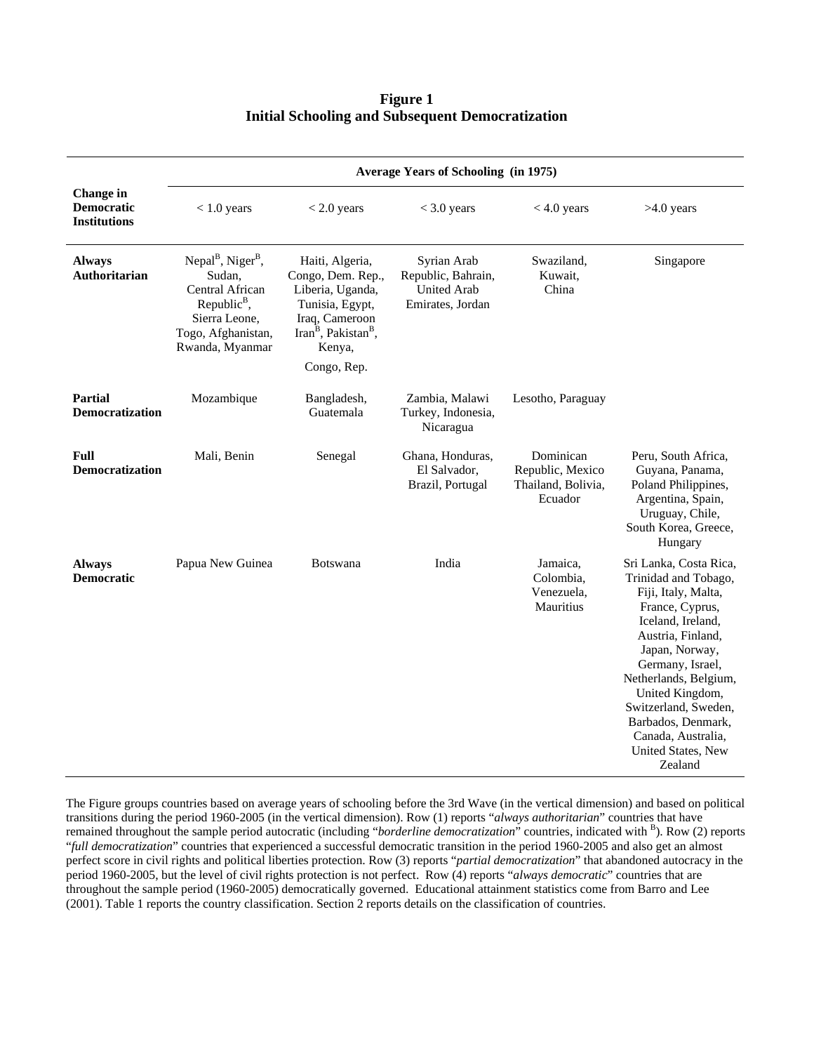**Figure 1**
**Initial Schooling and Subsequent Democratization**

| Change in Democratic Institutions | Average Years of Schooling (in 1975) | | | | |
|---|---|---|---|---|---|
| | < 1.0 years | < 2.0 years | < 3.0 years | < 4.0 years | >4.0 years |
| **Always Authoritarian** | Nepal[B], Niger[B], Sudan, Central African Republic[B], Sierra Leone, Togo, Afghanistan, Rwanda, Myanmar | Haiti, Algeria, Congo, Dem. Rep., Liberia, Uganda, Tunisia, Egypt, Iraq, Cameroon Iran[B], Pakistan[B], Kenya, Congo, Rep. | Syrian Arab Republic, Bahrain, United Arab Emirates, Jordan | Swaziland, Kuwait, China | Singapore |
| **Partial Democratization** | Mozambique | Bangladesh, Guatemala | Zambia, Malawi Turkey, Indonesia, Nicaragua | Lesotho, Paraguay | |
| **Full Democratization** | Mali, Benin | Senegal | Ghana, Honduras, El Salvador, Brazil, Portugal | Dominican Republic, Mexico Thailand, Bolivia, Ecuador | Peru, South Africa, Guyana, Panama, Poland Philippines, Argentina, Spain, Uruguay, Chile, South Korea, Greece, Hungary |
| **Always Democratic** | Papua New Guinea | Botswana | India | Jamaica, Colombia, Venezuela, Mauritius | Sri Lanka, Costa Rica, Trinidad and Tobago, Fiji, Italy, Malta, France, Cyprus, Iceland, Ireland, Austria, Finland, Japan, Norway, Germany, Israel, Netherlands, Belgium, United Kingdom, Switzerland, Sweden, Barbados, Denmark, Canada, Australia, United States, New Zealand |

The Figure groups countries based on average years of schooling before the 3rd Wave (in the vertical dimension) and based on political transitions during the period 1960-2005 (in the vertical dimension). Row (1) reports "*always authoritarian*" countries that have remained throughout the sample period autocratic (including "*borderline democratization*" countries, indicated with [B]). Row (2) reports "*full democratization*" countries that experienced a successful democratic transition in the period 1960-2005 and also get an almost perfect score in civil rights and political liberties protection. Row (3) reports "*partial democratization*" that abandoned autocracy in the period 1960-2005, but the level of civil rights protection is not perfect. Row (4) reports "*always democratic*" countries that are throughout the sample period (1960-2005) democratically governed. Educational attainment statistics come from Barro and Lee (2001). Table 1 reports the country classification. Section 2 reports details on the classification of countries.